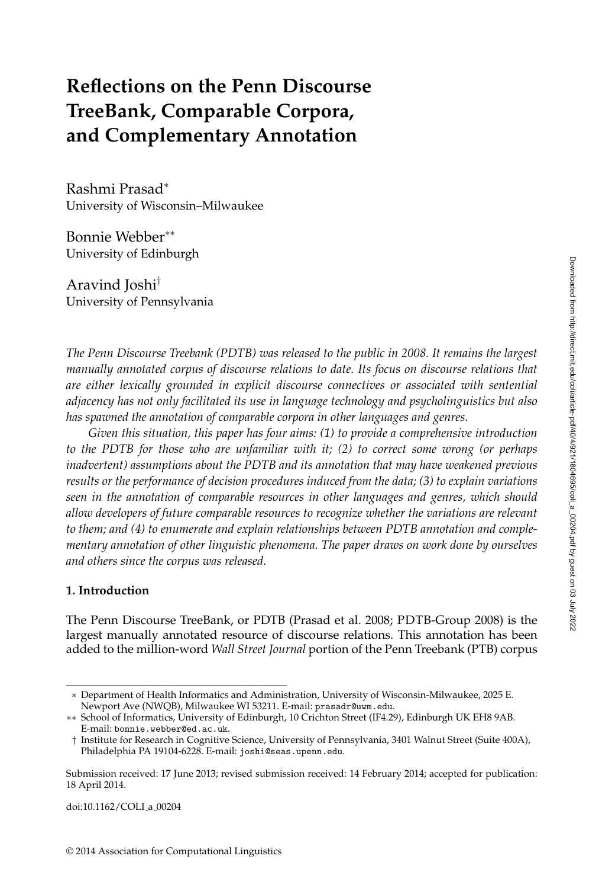# Reflections on the Penn Discourse TreeBank, Comparable Corpora, and Complementary Annotation

Rashmi Prasad*
University of Wisconsin–Milwaukee

Bonnie Webber**
University of Edinburgh

Aravind Joshi†
University of Pennsylvania

*The Penn Discourse Treebank (PDTB) was released to the public in 2008. It remains the largest manually annotated corpus of discourse relations to date. Its focus on discourse relations that are either lexically grounded in explicit discourse connectives or associated with sentential adjacency has not only facilitated its use in language technology and psycholinguistics but also has spawned the annotation of comparable corpora in other languages and genres.*

*Given this situation, this paper has four aims: (1) to provide a comprehensive introduction to the PDTB for those who are unfamiliar with it; (2) to correct some wrong (or perhaps inadvertent) assumptions about the PDTB and its annotation that may have weakened previous results or the performance of decision procedures induced from the data; (3) to explain variations seen in the annotation of comparable resources in other languages and genres, which should allow developers of future comparable resources to recognize whether the variations are relevant to them; and (4) to enumerate and explain relationships between PDTB annotation and complementary annotation of other linguistic phenomena. The paper draws on work done by ourselves and others since the corpus was released.*

## 1. Introduction

The Penn Discourse TreeBank, or PDTB (Prasad et al. 2008; PDTB-Group 2008) is the largest manually annotated resource of discourse relations. This annotation has been added to the million-word *Wall Street Journal* portion of the Penn Treebank (PTB) corpus

---

* Department of Health Informatics and Administration, University of Wisconsin-Milwaukee, 2025 E. Newport Ave (NWQB), Milwaukee WI 53211. E-mail: prasadr@uwm.edu.

** School of Informatics, University of Edinburgh, 10 Crichton Street (IF4.29), Edinburgh UK EH8 9AB. E-mail: bonnie.webber@ed.ac.uk.

† Institute for Research in Cognitive Science, University of Pennsylvania, 3401 Walnut Street (Suite 400A), Philadelphia PA 19104-6228. E-mail: joshi@seas.upenn.edu.

Submission received: 17 June 2013; revised submission received: 14 February 2014; accepted for publication: 18 April 2014.

doi:10.1162/COLI_a_00204

© 2014 Association for Computational Linguistics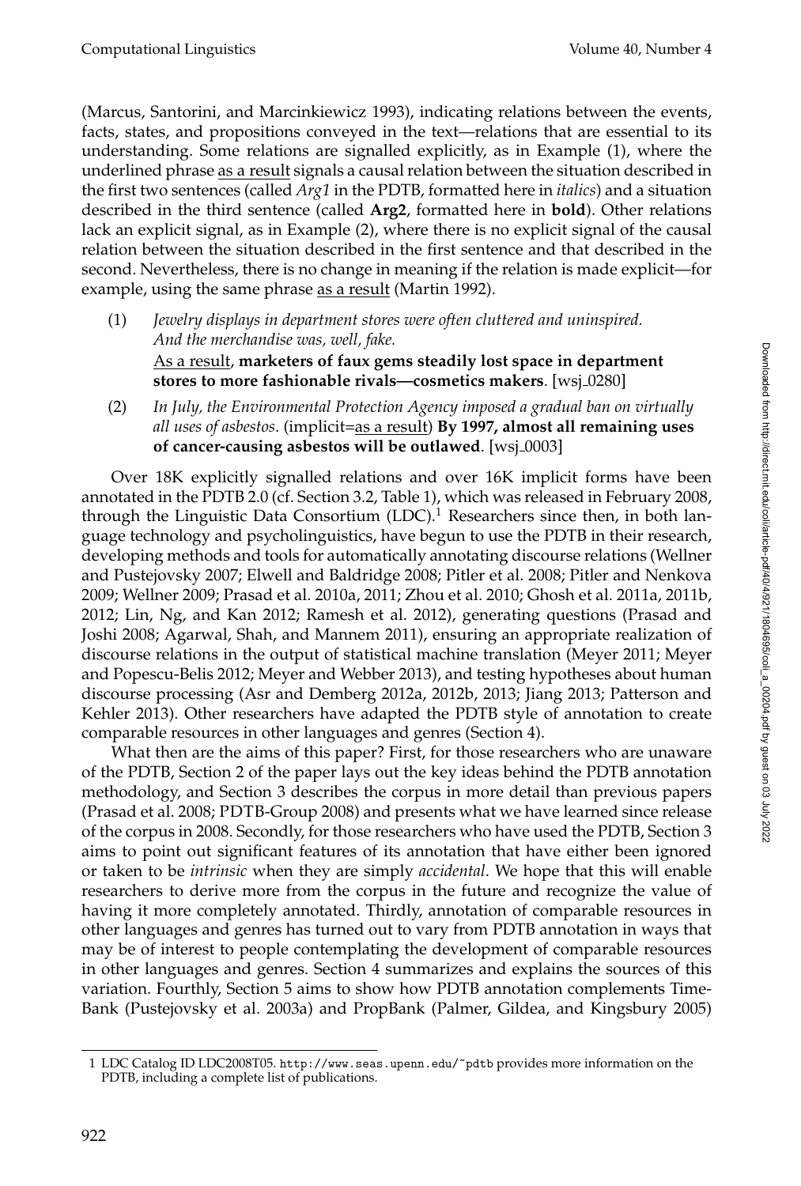(Marcus, Santorini, and Marcinkiewicz 1993), indicating relations between the events, facts, states, and propositions conveyed in the text—relations that are essential to its understanding. Some relations are signalled explicitly, as in Example (1), where the underlined phrase <u>as a result</u> signals a causal relation between the situation described in the first two sentences (called *Arg1* in the PDTB, formatted here in *italics*) and a situation described in the third sentence (called **Arg2**, formatted here in **bold**). Other relations lack an explicit signal, as in Example (2), where there is no explicit signal of the causal relation between the situation described in the first sentence and that described in the second. Nevertheless, there is no change in meaning if the relation is made explicit—for example, using the same phrase <u>as a result</u> (Martin 1992).

(1) *Jewelry displays in department stores were often cluttered and uninspired. And the merchandise was, well, fake.*
<u>As a result</u>, **marketers of faux gems steadily lost space in department stores to more fashionable rivals—cosmetics makers**. [wsj_0280]

(2) *In July, the Environmental Protection Agency imposed a gradual ban on virtually all uses of asbestos.* (implicit=<u>as a result</u>) **By 1997, almost all remaining uses of cancer-causing asbestos will be outlawed**. [wsj_0003]

Over 18K explicitly signalled relations and over 16K implicit forms have been annotated in the PDTB 2.0 (cf. Section 3.2, Table 1), which was released in February 2008, through the Linguistic Data Consortium (LDC).[1] Researchers since then, in both language technology and psycholinguistics, have begun to use the PDTB in their research, developing methods and tools for automatically annotating discourse relations (Wellner and Pustejovsky 2007; Elwell and Baldridge 2008; Pitler et al. 2008; Pitler and Nenkova 2009; Wellner 2009; Prasad et al. 2010a, 2011; Zhou et al. 2010; Ghosh et al. 2011a, 2011b, 2012; Lin, Ng, and Kan 2012; Ramesh et al. 2012), generating questions (Prasad and Joshi 2008; Agarwal, Shah, and Mannem 2011), ensuring an appropriate realization of discourse relations in the output of statistical machine translation (Meyer 2011; Meyer and Popescu-Belis 2012; Meyer and Webber 2013), and testing hypotheses about human discourse processing (Asr and Demberg 2012a, 2012b, 2013; Jiang 2013; Patterson and Kehler 2013). Other researchers have adapted the PDTB style of annotation to create comparable resources in other languages and genres (Section 4).

What then are the aims of this paper? First, for those researchers who are unaware of the PDTB, Section 2 of the paper lays out the key ideas behind the PDTB annotation methodology, and Section 3 describes the corpus in more detail than previous papers (Prasad et al. 2008; PDTB-Group 2008) and presents what we have learned since release of the corpus in 2008. Secondly, for those researchers who have used the PDTB, Section 3 aims to point out significant features of its annotation that have either been ignored or taken to be *intrinsic* when they are simply *accidental*. We hope that this will enable researchers to derive more from the corpus in the future and recognize the value of having it more completely annotated. Thirdly, annotation of comparable resources in other languages and genres has turned out to vary from PDTB annotation in ways that may be of interest to people contemplating the development of comparable resources in other languages and genres. Section 4 summarizes and explains the sources of this variation. Fourthly, Section 5 aims to show how PDTB annotation complements TimeBank (Pustejovsky et al. 2003a) and PropBank (Palmer, Gildea, and Kingsbury 2005)

1 LDC Catalog ID LDC2008T05. http://www.seas.upenn.edu/~pdtb provides more information on the PDTB, including a complete list of publications.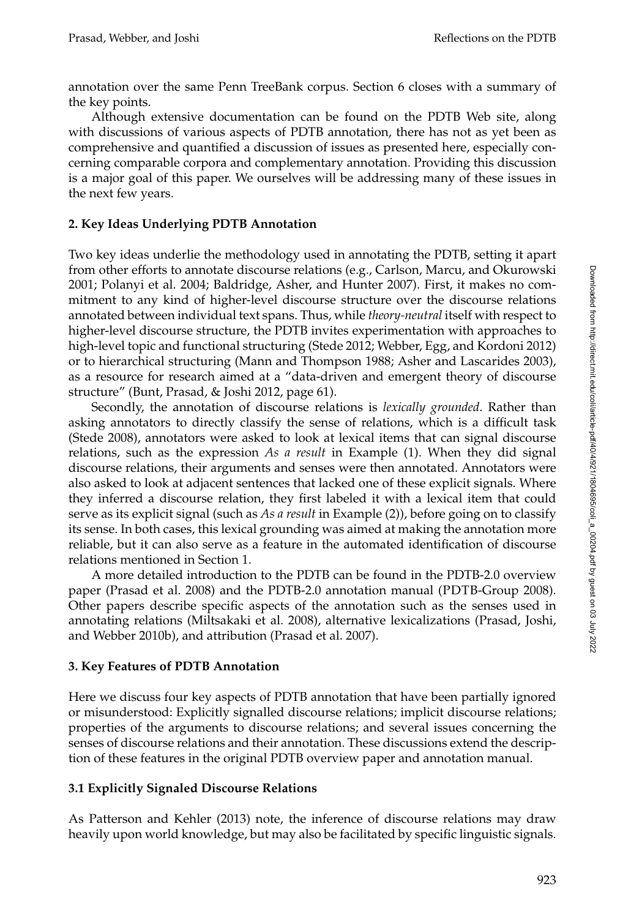annotation over the same Penn TreeBank corpus. Section 6 closes with a summary of the key points.

Although extensive documentation can be found on the PDTB Web site, along with discussions of various aspects of PDTB annotation, there has not as yet been as comprehensive and quantified a discussion of issues as presented here, especially concerning comparable corpora and complementary annotation. Providing this discussion is a major goal of this paper. We ourselves will be addressing many of these issues in the next few years.

## 2. Key Ideas Underlying PDTB Annotation

Two key ideas underlie the methodology used in annotating the PDTB, setting it apart from other efforts to annotate discourse relations (e.g., Carlson, Marcu, and Okurowski 2001; Polanyi et al. 2004; Baldridge, Asher, and Hunter 2007). First, it makes no commitment to any kind of higher-level discourse structure over the discourse relations annotated between individual text spans. Thus, while *theory-neutral* itself with respect to higher-level discourse structure, the PDTB invites experimentation with approaches to high-level topic and functional structuring (Stede 2012; Webber, Egg, and Kordoni 2012) or to hierarchical structuring (Mann and Thompson 1988; Asher and Lascarides 2003), as a resource for research aimed at a "data-driven and emergent theory of discourse structure" (Bunt, Prasad, & Joshi 2012, page 61).

Secondly, the annotation of discourse relations is *lexically grounded*. Rather than asking annotators to directly classify the sense of relations, which is a difficult task (Stede 2008), annotators were asked to look at lexical items that can signal discourse relations, such as the expression *As a result* in Example (1). When they did signal discourse relations, their arguments and senses were then annotated. Annotators were also asked to look at adjacent sentences that lacked one of these explicit signals. Where they inferred a discourse relation, they first labeled it with a lexical item that could serve as its explicit signal (such as *As a result* in Example (2)), before going on to classify its sense. In both cases, this lexical grounding was aimed at making the annotation more reliable, but it can also serve as a feature in the automated identification of discourse relations mentioned in Section 1.

A more detailed introduction to the PDTB can be found in the PDTB-2.0 overview paper (Prasad et al. 2008) and the PDTB-2.0 annotation manual (PDTB-Group 2008). Other papers describe specific aspects of the annotation such as the senses used in annotating relations (Miltsakaki et al. 2008), alternative lexicalizations (Prasad, Joshi, and Webber 2010b), and attribution (Prasad et al. 2007).

## 3. Key Features of PDTB Annotation

Here we discuss four key aspects of PDTB annotation that have been partially ignored or misunderstood: Explicitly signalled discourse relations; implicit discourse relations; properties of the arguments to discourse relations; and several issues concerning the senses of discourse relations and their annotation. These discussions extend the description of these features in the original PDTB overview paper and annotation manual.

### 3.1 Explicitly Signaled Discourse Relations

As Patterson and Kehler (2013) note, the inference of discourse relations may draw heavily upon world knowledge, but may also be facilitated by specific linguistic signals.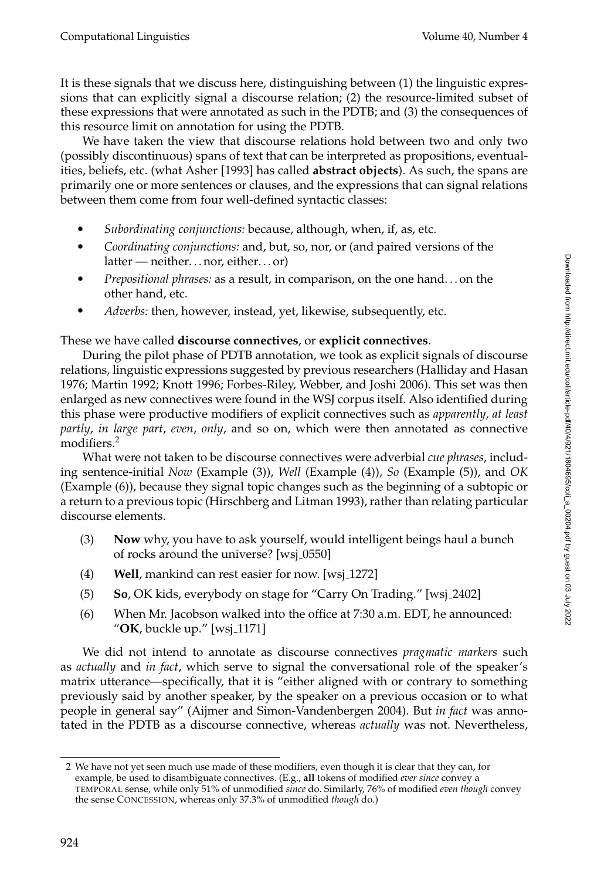It is these signals that we discuss here, distinguishing between (1) the linguistic expressions that can explicitly signal a discourse relation; (2) the resource-limited subset of these expressions that were annotated as such in the PDTB; and (3) the consequences of this resource limit on annotation for using the PDTB.

We have taken the view that discourse relations hold between two and only two (possibly discontinuous) spans of text that can be interpreted as propositions, eventualities, beliefs, etc. (what Asher [1993] has called **abstract objects**). As such, the spans are primarily one or more sentences or clauses, and the expressions that can signal relations between them come from four well-defined syntactic classes:

- *Subordinating conjunctions:* because, although, when, if, as, etc.
- *Coordinating conjunctions:* and, but, so, nor, or (and paired versions of the latter — neither. . . nor, either. . . or)
- *Prepositional phrases:* as a result, in comparison, on the one hand. . . on the other hand, etc.
- *Adverbs:* then, however, instead, yet, likewise, subsequently, etc.

These we have called **discourse connectives**, or **explicit connectives**.

During the pilot phase of PDTB annotation, we took as explicit signals of discourse relations, linguistic expressions suggested by previous researchers (Halliday and Hasan 1976; Martin 1992; Knott 1996; Forbes-Riley, Webber, and Joshi 2006). This set was then enlarged as new connectives were found in the WSJ corpus itself. Also identified during this phase were productive modifiers of explicit connectives such as *apparently*, *at least partly*, *in large part*, *even*, *only*, and so on, which were then annotated as connective modifiers.[2]

What were not taken to be discourse connectives were adverbial *cue phrases*, including sentence-initial *Now* (Example (3)), *Well* (Example (4)), *So* (Example (5)), and *OK* (Example (6)), because they signal topic changes such as the beginning of a subtopic or a return to a previous topic (Hirschberg and Litman 1993), rather than relating particular discourse elements.

(3) **Now** why, you have to ask yourself, would intelligent beings haul a bunch of rocks around the universe? [wsj_0550]

(4) **Well**, mankind can rest easier for now. [wsj_1272]

(5) **So**, OK kids, everybody on stage for "Carry On Trading." [wsj_2402]

(6) When Mr. Jacobson walked into the office at 7:30 a.m. EDT, he announced: "**OK**, buckle up." [wsj_1171]

We did not intend to annotate as discourse connectives *pragmatic markers* such as *actually* and *in fact*, which serve to signal the conversational role of the speaker's matrix utterance—specifically, that it is "either aligned with or contrary to something previously said by another speaker, by the speaker on a previous occasion or to what people in general say" (Aijmer and Simon-Vandenbergen 2004). But *in fact* was annotated in the PDTB as a discourse connective, whereas *actually* was not. Nevertheless,

[2] We have not yet seen much use made of these modifiers, even though it is clear that they can, for example, be used to disambiguate connectives. (E.g., **all** tokens of modified *ever since* convey a TEMPORAL sense, while only 51% of unmodified *since* do. Similarly, 76% of modified *even though* convey the sense CONCESSION, whereas only 37.3% of unmodified *though* do.)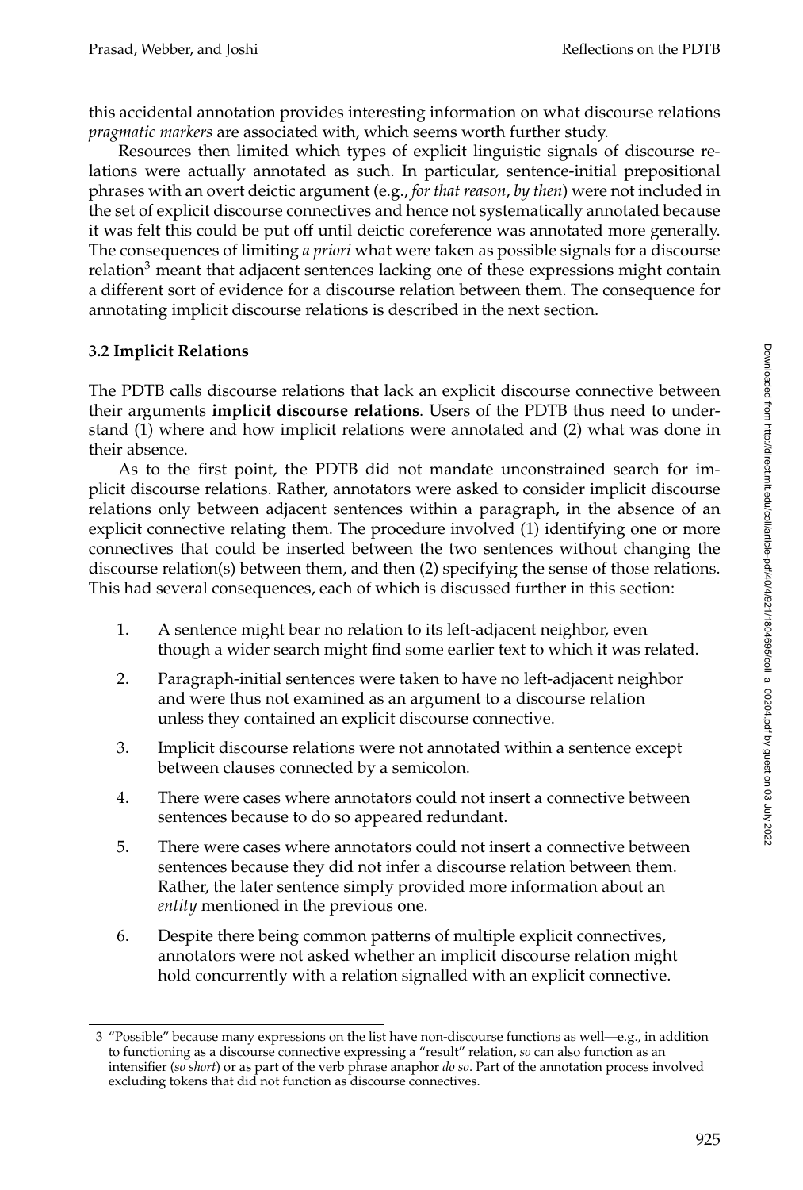this accidental annotation provides interesting information on what discourse relations *pragmatic markers* are associated with, which seems worth further study.

Resources then limited which types of explicit linguistic signals of discourse relations were actually annotated as such. In particular, sentence-initial prepositional phrases with an overt deictic argument (e.g., *for that reason*, *by then*) were not included in the set of explicit discourse connectives and hence not systematically annotated because it was felt this could be put off until deictic coreference was annotated more generally. The consequences of limiting *a priori* what were taken as possible signals for a discourse relation[3] meant that adjacent sentences lacking one of these expressions might contain a different sort of evidence for a discourse relation between them. The consequence for annotating implicit discourse relations is described in the next section.

### 3.2 Implicit Relations

The PDTB calls discourse relations that lack an explicit discourse connective between their arguments **implicit discourse relations**. Users of the PDTB thus need to understand (1) where and how implicit relations were annotated and (2) what was done in their absence.

As to the first point, the PDTB did not mandate unconstrained search for implicit discourse relations. Rather, annotators were asked to consider implicit discourse relations only between adjacent sentences within a paragraph, in the absence of an explicit connective relating them. The procedure involved (1) identifying one or more connectives that could be inserted between the two sentences without changing the discourse relation(s) between them, and then (2) specifying the sense of those relations. This had several consequences, each of which is discussed further in this section:

1. A sentence might bear no relation to its left-adjacent neighbor, even though a wider search might find some earlier text to which it was related.
2. Paragraph-initial sentences were taken to have no left-adjacent neighbor and were thus not examined as an argument to a discourse relation unless they contained an explicit discourse connective.
3. Implicit discourse relations were not annotated within a sentence except between clauses connected by a semicolon.
4. There were cases where annotators could not insert a connective between sentences because to do so appeared redundant.
5. There were cases where annotators could not insert a connective between sentences because they did not infer a discourse relation between them. Rather, the later sentence simply provided more information about an *entity* mentioned in the previous one.
6. Despite there being common patterns of multiple explicit connectives, annotators were not asked whether an implicit discourse relation might hold concurrently with a relation signalled with an explicit connective.

---

3 "Possible" because many expressions on the list have non-discourse functions as well—e.g., in addition to functioning as a discourse connective expressing a "result" relation, *so* can also function as an intensifier (*so short*) or as part of the verb phrase anaphor *do so*. Part of the annotation process involved excluding tokens that did not function as discourse connectives.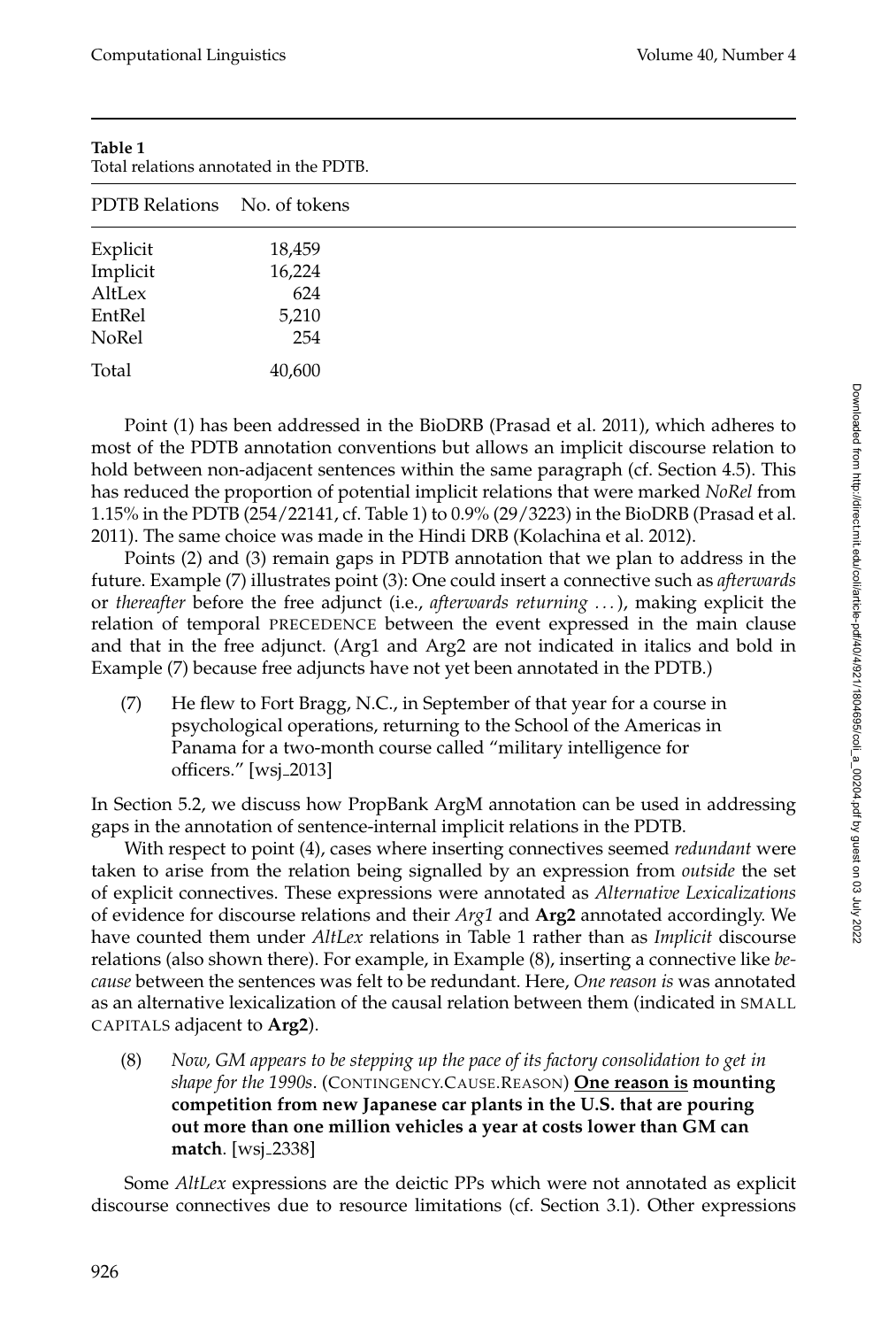**Table 1**
Total relations annotated in the PDTB.

| PDTB Relations | No. of tokens |
|---|---|
| Explicit | 18,459 |
| Implicit | 16,224 |
| AltLex | 624 |
| EntRel | 5,210 |
| NoRel | 254 |
| Total | 40,600 |

Point (1) has been addressed in the BioDRB (Prasad et al. 2011), which adheres to most of the PDTB annotation conventions but allows an implicit discourse relation to hold between non-adjacent sentences within the same paragraph (cf. Section 4.5). This has reduced the proportion of potential implicit relations that were marked *NoRel* from 1.15% in the PDTB (254/22141, cf. Table 1) to 0.9% (29/3223) in the BioDRB (Prasad et al. 2011). The same choice was made in the Hindi DRB (Kolachina et al. 2012).

Points (2) and (3) remain gaps in PDTB annotation that we plan to address in the future. Example (7) illustrates point (3): One could insert a connective such as *afterwards* or *thereafter* before the free adjunct (i.e., *afterwards returning ...*), making explicit the relation of temporal PRECEDENCE between the event expressed in the main clause and that in the free adjunct. (Arg1 and Arg2 are not indicated in italics and bold in Example (7) because free adjuncts have not yet been annotated in the PDTB.)

(7) He flew to Fort Bragg, N.C., in September of that year for a course in psychological operations, returning to the School of the Americas in Panama for a two-month course called "military intelligence for officers." [wsj_2013]

In Section 5.2, we discuss how PropBank ArgM annotation can be used in addressing gaps in the annotation of sentence-internal implicit relations in the PDTB.

With respect to point (4), cases where inserting connectives seemed *redundant* were taken to arise from the relation being signalled by an expression from *outside* the set of explicit connectives. These expressions were annotated as *Alternative Lexicalizations* of evidence for discourse relations and their *Arg1* and **Arg2** annotated accordingly. We have counted them under *AltLex* relations in Table 1 rather than as *Implicit* discourse relations (also shown there). For example, in Example (8), inserting a connective like *because* between the sentences was felt to be redundant. Here, *One reason is* was annotated as an alternative lexicalization of the causal relation between them (indicated in SMALL CAPITALS adjacent to **Arg2**).

(8) *Now, GM appears to be stepping up the pace of its factory consolidation to get in shape for the 1990s*. (CONTINGENCY.CAUSE.REASON) <u>**One reason is**</u> **mounting competition from new Japanese car plants in the U.S. that are pouring out more than one million vehicles a year at costs lower than GM can match**. [wsj_2338]

Some *AltLex* expressions are the deictic PPs which were not annotated as explicit discourse connectives due to resource limitations (cf. Section 3.1). Other expressions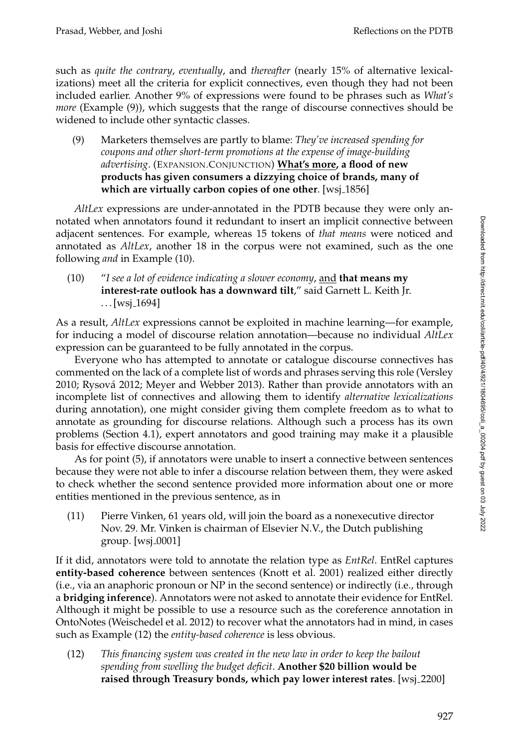such as *quite the contrary*, *eventually*, and *thereafter* (nearly 15% of alternative lexicalizations) meet all the criteria for explicit connectives, even though they had not been included earlier. Another 9% of expressions were found to be phrases such as *What's more* (Example (9)), which suggests that the range of discourse connectives should be widened to include other syntactic classes.

(9) Marketers themselves are partly to blame: *They've increased spending for coupons and other short-term promotions at the expense of image-building advertising*. (EXPANSION.CONJUNCTION) **<u>What's more</u>, a flood of new products has given consumers a dizzying choice of brands, many of which are virtually carbon copies of one other**. [wsj_1856]

*AltLex* expressions are under-annotated in the PDTB because they were only annotated when annotators found it redundant to insert an implicit connective between adjacent sentences. For example, whereas 15 tokens of *that means* were noticed and annotated as *AltLex*, another 18 in the corpus were not examined, such as the one following *and* in Example (10).

(10) "*I see a lot of evidence indicating a slower economy*, <u>and</u> **that means my interest-rate outlook has a downward tilt**," said Garnett L. Keith Jr. ... [wsj_1694]

As a result, *AltLex* expressions cannot be exploited in machine learning—for example, for inducing a model of discourse relation annotation—because no individual *AltLex* expression can be guaranteed to be fully annotated in the corpus.

Everyone who has attempted to annotate or catalogue discourse connectives has commented on the lack of a complete list of words and phrases serving this role (Versley 2010; Rysová 2012; Meyer and Webber 2013). Rather than provide annotators with an incomplete list of connectives and allowing them to identify *alternative lexicalizations* during annotation), one might consider giving them complete freedom as to what to annotate as grounding for discourse relations. Although such a process has its own problems (Section 4.1), expert annotators and good training may make it a plausible basis for effective discourse annotation.

As for point (5), if annotators were unable to insert a connective between sentences because they were not able to infer a discourse relation between them, they were asked to check whether the second sentence provided more information about one or more entities mentioned in the previous sentence, as in

(11) Pierre Vinken, 61 years old, will join the board as a nonexecutive director Nov. 29. Mr. Vinken is chairman of Elsevier N.V., the Dutch publishing group. [wsj_0001]

If it did, annotators were told to annotate the relation type as *EntRel*. EntRel captures **entity-based coherence** between sentences (Knott et al. 2001) realized either directly (i.e., via an anaphoric pronoun or NP in the second sentence) or indirectly (i.e., through a **bridging inference**). Annotators were not asked to annotate their evidence for EntRel. Although it might be possible to use a resource such as the coreference annotation in OntoNotes (Weischedel et al. 2012) to recover what the annotators had in mind, in cases such as Example (12) the *entity-based coherence* is less obvious.

(12) *This financing system was created in the new law in order to keep the bailout spending from swelling the budget deficit*. **Another $20 billion would be raised through Treasury bonds, which pay lower interest rates**. [wsj_2200]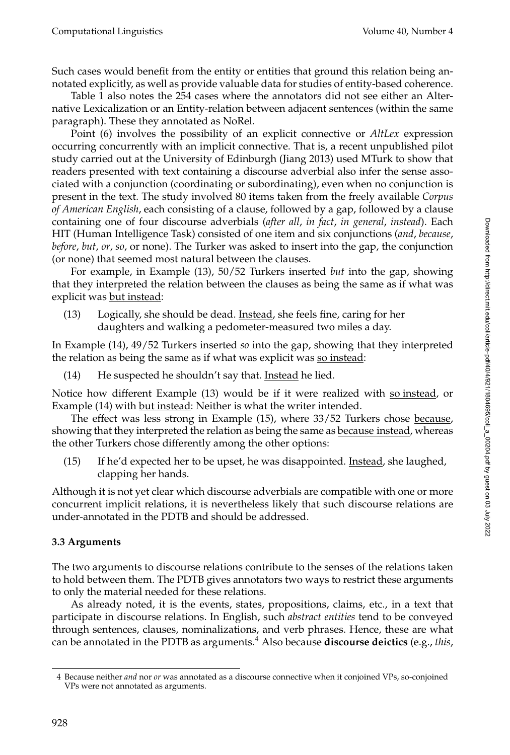Such cases would benefit from the entity or entities that ground this relation being annotated explicitly, as well as provide valuable data for studies of entity-based coherence.

Table 1 also notes the 254 cases where the annotators did not see either an Alternative Lexicalization or an Entity-relation between adjacent sentences (within the same paragraph). These they annotated as NoRel.

Point (6) involves the possibility of an explicit connective or *AltLex* expression occurring concurrently with an implicit connective. That is, a recent unpublished pilot study carried out at the University of Edinburgh (Jiang 2013) used MTurk to show that readers presented with text containing a discourse adverbial also infer the sense associated with a conjunction (coordinating or subordinating), even when no conjunction is present in the text. The study involved 80 items taken from the freely available *Corpus of American English*, each consisting of a clause, followed by a gap, followed by a clause containing one of four discourse adverbials (*after all*, *in fact*, *in general*, *instead*). Each HIT (Human Intelligence Task) consisted of one item and six conjunctions (*and*, *because*, *before*, *but*, *or*, *so*, or none). The Turker was asked to insert into the gap, the conjunction (or none) that seemed most natural between the clauses.

For example, in Example (13), 50/52 Turkers inserted *but* into the gap, showing that they interpreted the relation between the clauses as being the same as if what was explicit was <u>but instead</u>:

(13) Logically, she should be dead. <u>Instead</u>, she feels fine, caring for her daughters and walking a pedometer-measured two miles a day.

In Example (14), 49/52 Turkers inserted *so* into the gap, showing that they interpreted the relation as being the same as if what was explicit was <u>so instead</u>:

(14) He suspected he shouldn't say that. <u>Instead</u> he lied.

Notice how different Example (13) would be if it were realized with <u>so instead</u>, or Example (14) with <u>but instead</u>: Neither is what the writer intended.

The effect was less strong in Example (15), where 33/52 Turkers chose <u>because</u>, showing that they interpreted the relation as being the same as <u>because instead</u>, whereas the other Turkers chose differently among the other options:

(15) If he'd expected her to be upset, he was disappointed. <u>Instead</u>, she laughed, clapping her hands.

Although it is not yet clear which discourse adverbials are compatible with one or more concurrent implicit relations, it is nevertheless likely that such discourse relations are under-annotated in the PDTB and should be addressed.

### 3.3 Arguments

The two arguments to discourse relations contribute to the senses of the relations taken to hold between them. The PDTB gives annotators two ways to restrict these arguments to only the material needed for these relations.

As already noted, it is the events, states, propositions, claims, etc., in a text that participate in discourse relations. In English, such *abstract entities* tend to be conveyed through sentences, clauses, nominalizations, and verb phrases. Hence, these are what can be annotated in the PDTB as arguments.[4] Also because **discourse deictics** (e.g., *this*,

4 Because neither *and* nor *or* was annotated as a discourse connective when it conjoined VPs, so-conjoined VPs were not annotated as arguments.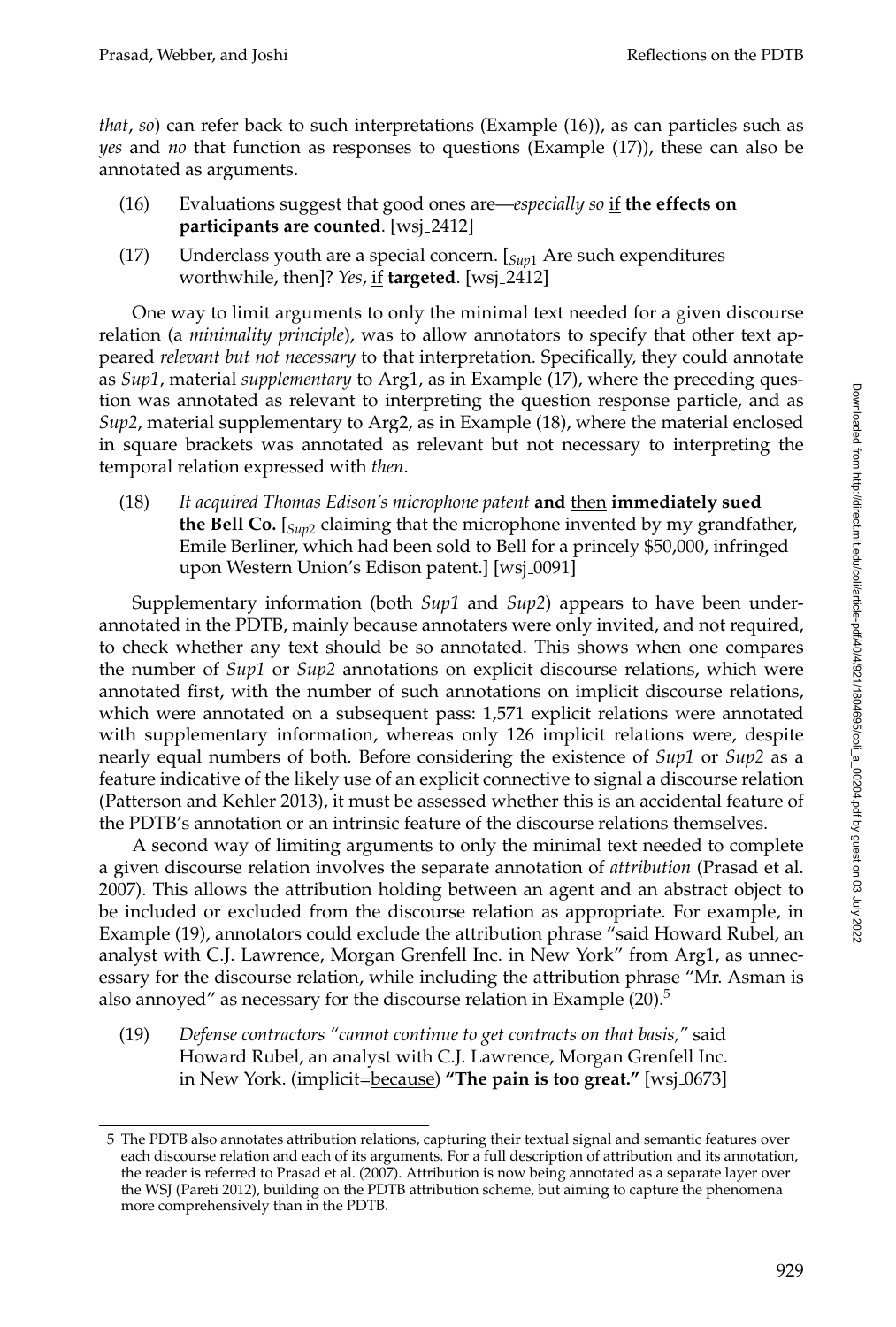*that*, *so*) can refer back to such interpretations (Example (16)), as can particles such as *yes* and *no* that function as responses to questions (Example (17)), these can also be annotated as arguments.

(16) Evaluations suggest that good ones are—*especially so* <u>if</u> **the effects on participants are counted**. [wsj_2412]

(17) Underclass youth are a special concern. [$_{Sup1}$ Are such expenditures worthwhile, then]? *Yes*, <u>if</u> **targeted**. [wsj_2412]

One way to limit arguments to only the minimal text needed for a given discourse relation (a *minimality principle*), was to allow annotators to specify that other text appeared *relevant but not necessary* to that interpretation. Specifically, they could annotate as *Sup1*, material *supplementary* to Arg1, as in Example (17), where the preceding question was annotated as relevant to interpreting the question response particle, and as *Sup2*, material supplementary to Arg2, as in Example (18), where the material enclosed in square brackets was annotated as relevant but not necessary to interpreting the temporal relation expressed with *then*.

(18) *It acquired Thomas Edison's microphone patent* **and** <u>then</u> **immediately sued the Bell Co.** [$_{Sup2}$ claiming that the microphone invented by my grandfather, Emile Berliner, which had been sold to Bell for a princely $50,000, infringed upon Western Union's Edison patent.] [wsj_0091]

Supplementary information (both *Sup1* and *Sup2*) appears to have been under-annotated in the PDTB, mainly because annotaters were only invited, and not required, to check whether any text should be so annotated. This shows when one compares the number of *Sup1* or *Sup2* annotations on explicit discourse relations, which were annotated first, with the number of such annotations on implicit discourse relations, which were annotated on a subsequent pass: 1,571 explicit relations were annotated with supplementary information, whereas only 126 implicit relations were, despite nearly equal numbers of both. Before considering the existence of *Sup1* or *Sup2* as a feature indicative of the likely use of an explicit connective to signal a discourse relation (Patterson and Kehler 2013), it must be assessed whether this is an accidental feature of the PDTB's annotation or an intrinsic feature of the discourse relations themselves.

A second way of limiting arguments to only the minimal text needed to complete a given discourse relation involves the separate annotation of *attribution* (Prasad et al. 2007). This allows the attribution holding between an agent and an abstract object to be included or excluded from the discourse relation as appropriate. For example, in Example (19), annotators could exclude the attribution phrase "said Howard Rubel, an analyst with C.J. Lawrence, Morgan Grenfell Inc. in New York" from Arg1, as unnecessary for the discourse relation, while including the attribution phrase "Mr. Asman is also annoyed" as necessary for the discourse relation in Example (20).[5]

(19) *Defense contractors "cannot continue to get contracts on that basis,"* said Howard Rubel, an analyst with C.J. Lawrence, Morgan Grenfell Inc. in New York. (implicit=<u>because</u>) **"The pain is too great."** [wsj_0673]

5 The PDTB also annotates attribution relations, capturing their textual signal and semantic features over each discourse relation and each of its arguments. For a full description of attribution and its annotation, the reader is referred to Prasad et al. (2007). Attribution is now being annotated as a separate layer over the WSJ (Pareti 2012), building on the PDTB attribution scheme, but aiming to capture the phenomena more comprehensively than in the PDTB.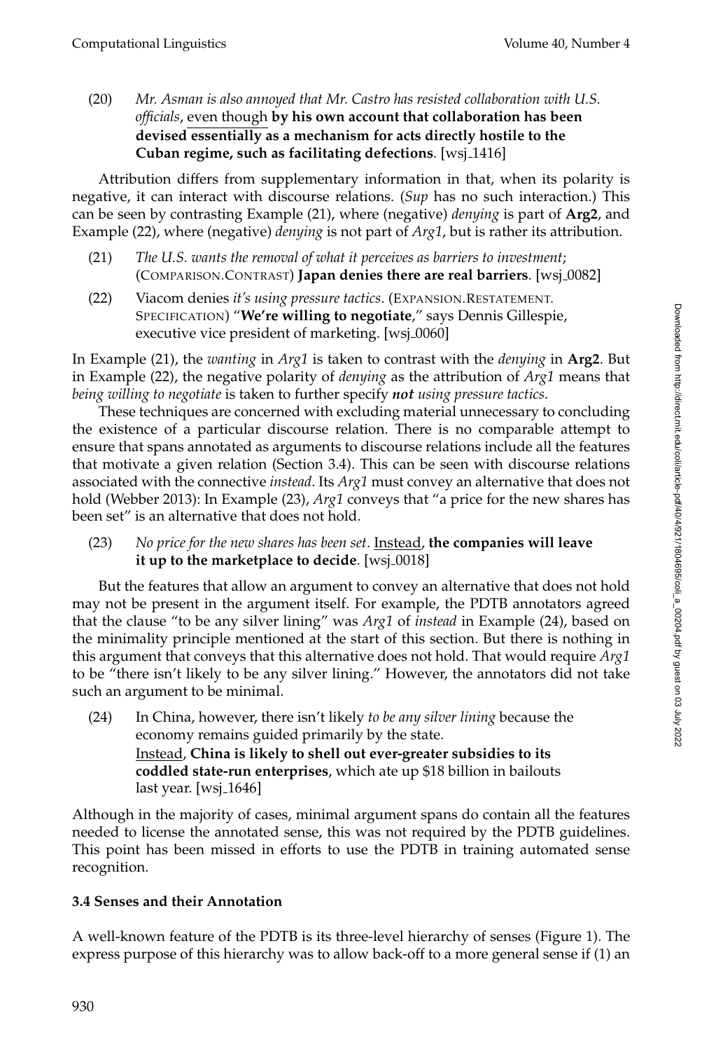(20) *Mr. Asman is also annoyed that Mr. Castro has resisted collaboration with U.S. officials*, even though **by his own account that collaboration has been devised essentially as a mechanism for acts directly hostile to the Cuban regime, such as facilitating defections**. [wsj_1416]

Attribution differs from supplementary information in that, when its polarity is negative, it can interact with discourse relations. (*Sup* has no such interaction.) This can be seen by contrasting Example (21), where (negative) *denying* is part of **Arg2**, and Example (22), where (negative) *denying* is not part of *Arg1*, but is rather its attribution.

(21) *The U.S. wants the removal of what it perceives as barriers to investment*; (COMPARISON.CONTRAST) **Japan denies there are real barriers**. [wsj_0082]

(22) Viacom denies *it's using pressure tactics*. (EXPANSION.RESTATEMENT.SPECIFICATION) "**We're willing to negotiate**," says Dennis Gillespie, executive vice president of marketing. [wsj_0060]

In Example (21), the *wanting* in *Arg1* is taken to contrast with the *denying* in **Arg2**. But in Example (22), the negative polarity of *denying* as the attribution of *Arg1* means that *being willing to negotiate* is taken to further specify ***not*** *using pressure tactics*.

These techniques are concerned with excluding material unnecessary to concluding the existence of a particular discourse relation. There is no comparable attempt to ensure that spans annotated as arguments to discourse relations include all the features that motivate a given relation (Section 3.4). This can be seen with discourse relations associated with the connective *instead*. Its *Arg1* must convey an alternative that does not hold (Webber 2013): In Example (23), *Arg1* conveys that "a price for the new shares has been set" is an alternative that does not hold.

(23) *No price for the new shares has been set*. Instead, **the companies will leave it up to the marketplace to decide**. [wsj_0018]

But the features that allow an argument to convey an alternative that does not hold may not be present in the argument itself. For example, the PDTB annotators agreed that the clause "to be any silver lining" was *Arg1* of *instead* in Example (24), based on the minimality principle mentioned at the start of this section. But there is nothing in this argument that conveys that this alternative does not hold. That would require *Arg1* to be "there isn't likely to be any silver lining." However, the annotators did not take such an argument to be minimal.

(24) In China, however, there isn't likely *to be any silver lining* because the economy remains guided primarily by the state. Instead, **China is likely to shell out ever-greater subsidies to its coddled state-run enterprises**, which ate up $18 billion in bailouts last year. [wsj_1646]

Although in the majority of cases, minimal argument spans do contain all the features needed to license the annotated sense, this was not required by the PDTB guidelines. This point has been missed in efforts to use the PDTB in training automated sense recognition.

### 3.4 Senses and their Annotation

A well-known feature of the PDTB is its three-level hierarchy of senses (Figure 1). The express purpose of this hierarchy was to allow back-off to a more general sense if (1) an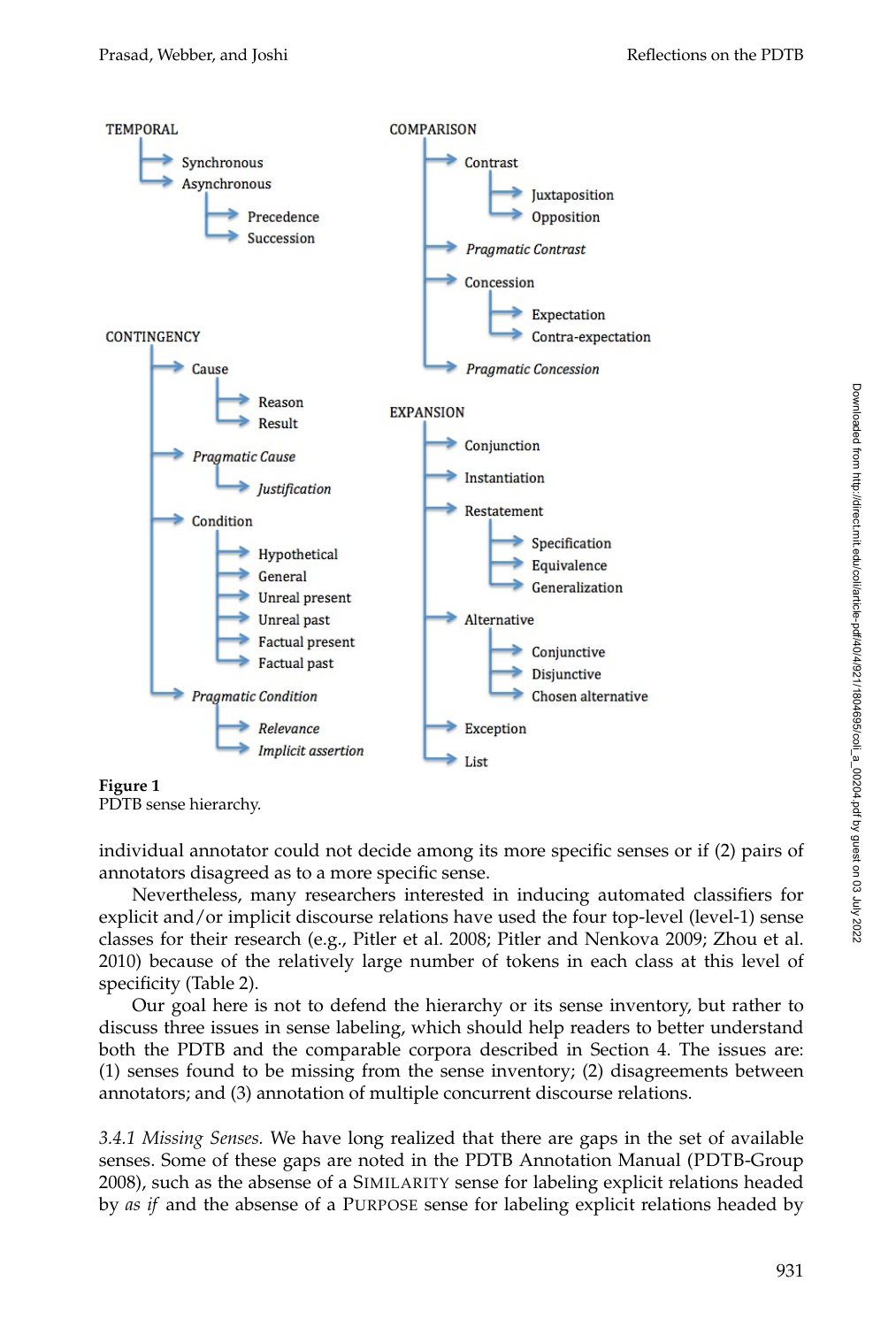TEMPORAL
Synchronous
Asynchronous
Precedence
Succession

CONTINGENCY
Cause
Reason
Result
*Pragmatic Cause*
*Justification*
Condition
Hypothetical
General
Unreal present
Unreal past
Factual present
Factual past
*Pragmatic Condition*
*Relevance*
*Implicit assertion*

COMPARISON
Contrast
Juxtaposition
Opposition
*Pragmatic Contrast*
Concession
Expectation
Contra-expectation
*Pragmatic Concession*

EXPANSION
Conjunction
Instantiation
Restatement
Specification
Equivalence
Generalization
Alternative
Conjunctive
Disjunctive
Chosen alternative
Exception
List

**Figure 1**
PDTB sense hierarchy.

individual annotator could not decide among its more specific senses or if (2) pairs of annotators disagreed as to a more specific sense.

Nevertheless, many researchers interested in inducing automated classifiers for explicit and/or implicit discourse relations have used the four top-level (level-1) sense classes for their research (e.g., Pitler et al. 2008; Pitler and Nenkova 2009; Zhou et al. 2010) because of the relatively large number of tokens in each class at this level of specificity (Table 2).

Our goal here is not to defend the hierarchy or its sense inventory, but rather to discuss three issues in sense labeling, which should help readers to better understand both the PDTB and the comparable corpora described in Section 4. The issues are: (1) senses found to be missing from the sense inventory; (2) disagreements between annotators; and (3) annotation of multiple concurrent discourse relations.

*3.4.1 Missing Senses.* We have long realized that there are gaps in the set of available senses. Some of these gaps are noted in the PDTB Annotation Manual (PDTB-Group 2008), such as the absense of a SIMILARITY sense for labeling explicit relations headed by *as if* and the absense of a PURPOSE sense for labeling explicit relations headed by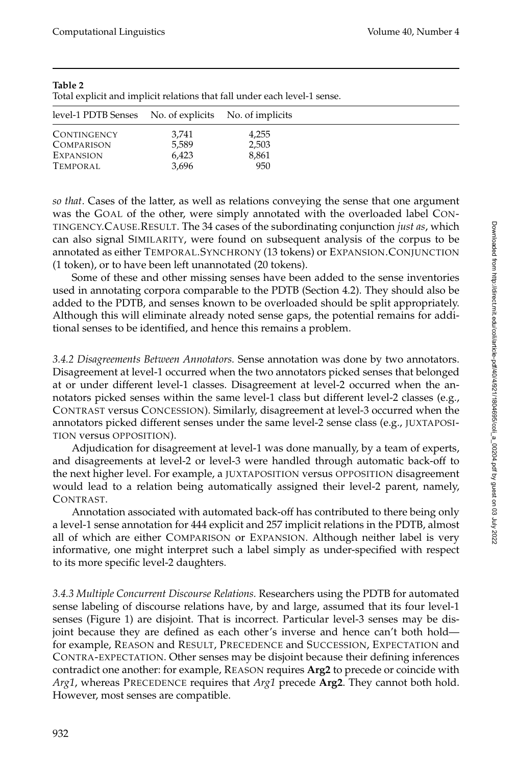**Table 2**
Total explicit and implicit relations that fall under each level-1 sense.

| level-1 PDTB Senses | No. of explicits | No. of implicits |
|---|---|---|
| CONTINGENCY | 3,741 | 4,255 |
| COMPARISON | 5,589 | 2,503 |
| EXPANSION | 6,423 | 8,861 |
| TEMPORAL | 3,696 | 950 |

*so that*. Cases of the latter, as well as relations conveying the sense that one argument was the GOAL of the other, were simply annotated with the overloaded label CONTINGENCY.CAUSE.RESULT. The 34 cases of the subordinating conjunction *just as*, which can also signal SIMILARITY, were found on subsequent analysis of the corpus to be annotated as either TEMPORAL.SYNCHRONY (13 tokens) or EXPANSION.CONJUNCTION (1 token), or to have been left unannotated (20 tokens).

Some of these and other missing senses have been added to the sense inventories used in annotating corpora comparable to the PDTB (Section 4.2). They should also be added to the PDTB, and senses known to be overloaded should be split appropriately. Although this will eliminate already noted sense gaps, the potential remains for additional senses to be identified, and hence this remains a problem.

*3.4.2 Disagreements Between Annotators.* Sense annotation was done by two annotators. Disagreement at level-1 occurred when the two annotators picked senses that belonged at or under different level-1 classes. Disagreement at level-2 occurred when the annotators picked senses within the same level-1 class but different level-2 classes (e.g., CONTRAST versus CONCESSION). Similarly, disagreement at level-3 occurred when the annotators picked different senses under the same level-2 sense class (e.g., JUXTAPOSITION versus OPPOSITION).

Adjudication for disagreement at level-1 was done manually, by a team of experts, and disagreements at level-2 or level-3 were handled through automatic back-off to the next higher level. For example, a JUXTAPOSITION versus OPPOSITION disagreement would lead to a relation being automatically assigned their level-2 parent, namely, CONTRAST.

Annotation associated with automated back-off has contributed to there being only a level-1 sense annotation for 444 explicit and 257 implicit relations in the PDTB, almost all of which are either COMPARISON or EXPANSION. Although neither label is very informative, one might interpret such a label simply as under-specified with respect to its more specific level-2 daughters.

*3.4.3 Multiple Concurrent Discourse Relations.* Researchers using the PDTB for automated sense labeling of discourse relations have, by and large, assumed that its four level-1 senses (Figure 1) are disjoint. That is incorrect. Particular level-3 senses may be disjoint because they are defined as each other's inverse and hence can't both hold—for example, REASON and RESULT, PRECEDENCE and SUCCESSION, EXPECTATION and CONTRA-EXPECTATION. Other senses may be disjoint because their defining inferences contradict one another: for example, REASON requires **Arg2** to precede or coincide with *Arg1*, whereas PRECEDENCE requires that *Arg1* precede **Arg2**. They cannot both hold. However, most senses are compatible.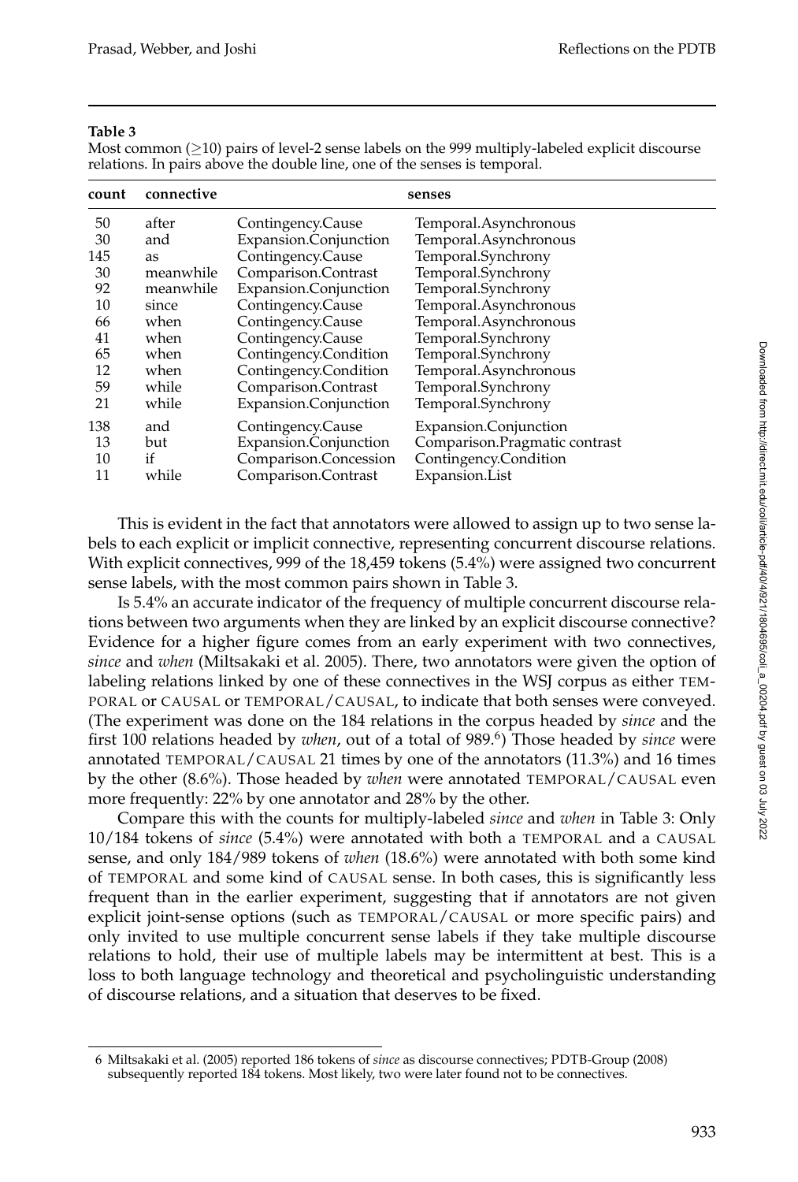**Table 3**
Most common (≥10) pairs of level-2 sense labels on the 999 multiply-labeled explicit discourse relations. In pairs above the double line, one of the senses is temporal.

| count | connective | senses | |
|---|---|---|---|
| 50 | after | Contingency.Cause | Temporal.Asynchronous |
| 30 | and | Expansion.Conjunction | Temporal.Asynchronous |
| 145 | as | Contingency.Cause | Temporal.Synchrony |
| 30 | meanwhile | Comparison.Contrast | Temporal.Synchrony |
| 92 | meanwhile | Expansion.Conjunction | Temporal.Synchrony |
| 10 | since | Contingency.Cause | Temporal.Asynchronous |
| 66 | when | Contingency.Cause | Temporal.Asynchronous |
| 41 | when | Contingency.Cause | Temporal.Synchrony |
| 65 | when | Contingency.Condition | Temporal.Synchrony |
| 12 | when | Contingency.Condition | Temporal.Asynchronous |
| 59 | while | Comparison.Contrast | Temporal.Synchrony |
| 21 | while | Expansion.Conjunction | Temporal.Synchrony |
| 138 | and | Contingency.Cause | Expansion.Conjunction |
| 13 | but | Expansion.Conjunction | Comparison.Pragmatic contrast |
| 10 | if | Comparison.Concession | Contingency.Condition |
| 11 | while | Comparison.Contrast | Expansion.List |

This is evident in the fact that annotators were allowed to assign up to two sense labels to each explicit or implicit connective, representing concurrent discourse relations. With explicit connectives, 999 of the 18,459 tokens (5.4%) were assigned two concurrent sense labels, with the most common pairs shown in Table 3.

Is 5.4% an accurate indicator of the frequency of multiple concurrent discourse relations between two arguments when they are linked by an explicit discourse connective? Evidence for a higher figure comes from an early experiment with two connectives, *since* and *when* (Miltsakaki et al. 2005). There, two annotators were given the option of labeling relations linked by one of these connectives in the WSJ corpus as either TEMPORAL or CAUSAL or TEMPORAL/CAUSAL, to indicate that both senses were conveyed. (The experiment was done on the 184 relations in the corpus headed by *since* and the first 100 relations headed by *when*, out of a total of 989.[6]) Those headed by *since* were annotated TEMPORAL/CAUSAL 21 times by one of the annotators (11.3%) and 16 times by the other (8.6%). Those headed by *when* were annotated TEMPORAL/CAUSAL even more frequently: 22% by one annotator and 28% by the other.

Compare this with the counts for multiply-labeled *since* and *when* in Table 3: Only 10/184 tokens of *since* (5.4%) were annotated with both a TEMPORAL and a CAUSAL sense, and only 184/989 tokens of *when* (18.6%) were annotated with both some kind of TEMPORAL and some kind of CAUSAL sense. In both cases, this is significantly less frequent than in the earlier experiment, suggesting that if annotators are not given explicit joint-sense options (such as TEMPORAL/CAUSAL or more specific pairs) and only invited to use multiple concurrent sense labels if they take multiple discourse relations to hold, their use of multiple labels may be intermittent at best. This is a loss to both language technology and theoretical and psycholinguistic understanding of discourse relations, and a situation that deserves to be fixed.

6 Miltsakaki et al. (2005) reported 186 tokens of *since* as discourse connectives; PDTB-Group (2008) subsequently reported 184 tokens. Most likely, two were later found not to be connectives.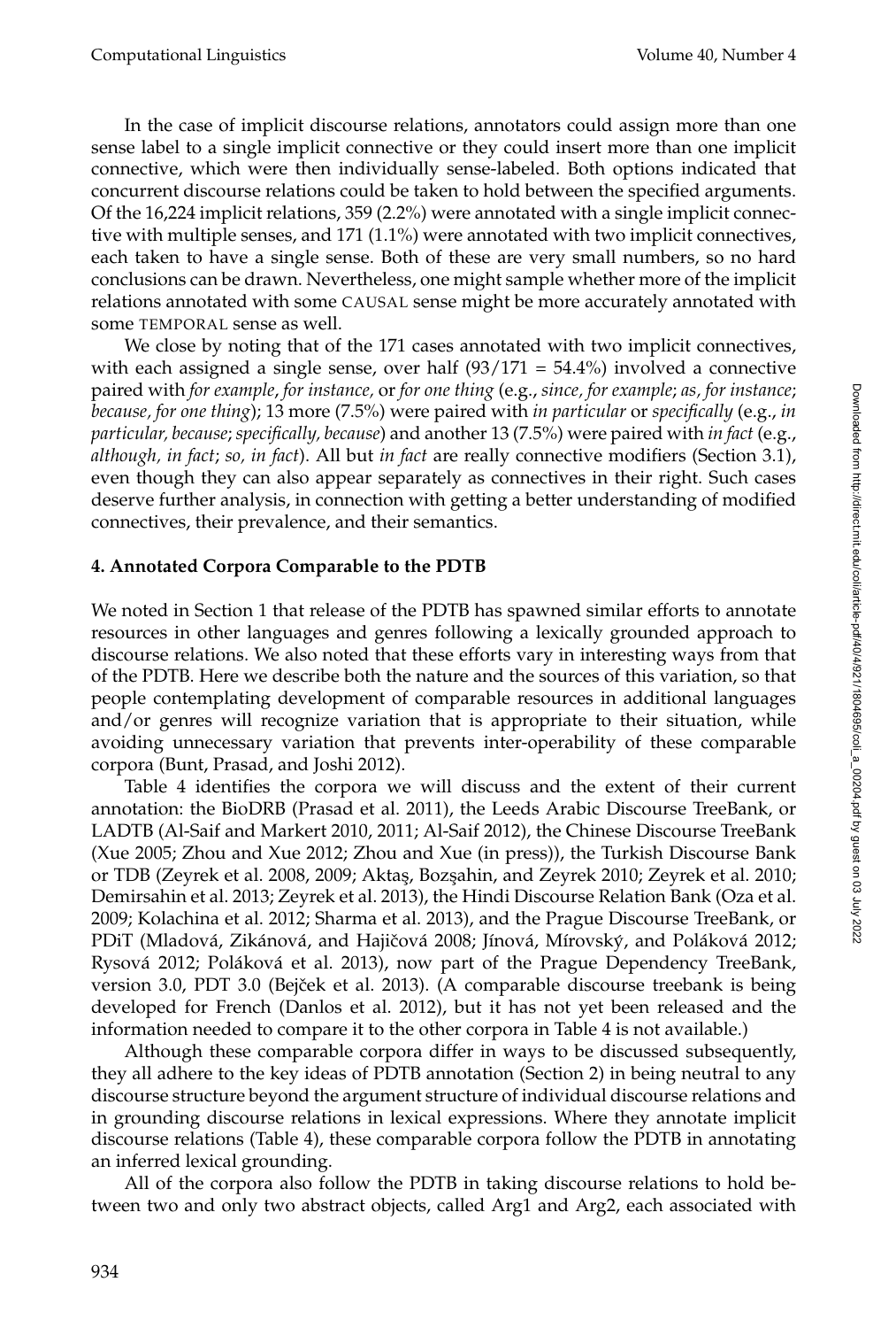In the case of implicit discourse relations, annotators could assign more than one sense label to a single implicit connective or they could insert more than one implicit connective, which were then individually sense-labeled. Both options indicated that concurrent discourse relations could be taken to hold between the specified arguments. Of the 16,224 implicit relations, 359 (2.2%) were annotated with a single implicit connective with multiple senses, and 171 (1.1%) were annotated with two implicit connectives, each taken to have a single sense. Both of these are very small numbers, so no hard conclusions can be drawn. Nevertheless, one might sample whether more of the implicit relations annotated with some CAUSAL sense might be more accurately annotated with some TEMPORAL sense as well.

We close by noting that of the 171 cases annotated with two implicit connectives, with each assigned a single sense, over half (93/171 = 54.4%) involved a connective paired with *for example*, *for instance,* or *for one thing* (e.g., *since, for example*; *as, for instance*; *because, for one thing*); 13 more (7.5%) were paired with *in particular* or *specifically* (e.g., *in particular, because*; *specifically, because*) and another 13 (7.5%) were paired with *in fact* (e.g., *although, in fact*; *so, in fact*). All but *in fact* are really connective modifiers (Section 3.1), even though they can also appear separately as connectives in their right. Such cases deserve further analysis, in connection with getting a better understanding of modified connectives, their prevalence, and their semantics.

## 4. Annotated Corpora Comparable to the PDTB

We noted in Section 1 that release of the PDTB has spawned similar efforts to annotate resources in other languages and genres following a lexically grounded approach to discourse relations. We also noted that these efforts vary in interesting ways from that of the PDTB. Here we describe both the nature and the sources of this variation, so that people contemplating development of comparable resources in additional languages and/or genres will recognize variation that is appropriate to their situation, while avoiding unnecessary variation that prevents inter-operability of these comparable corpora (Bunt, Prasad, and Joshi 2012).

Table 4 identifies the corpora we will discuss and the extent of their current annotation: the BioDRB (Prasad et al. 2011), the Leeds Arabic Discourse TreeBank, or LADTB (Al-Saif and Markert 2010, 2011; Al-Saif 2012), the Chinese Discourse TreeBank (Xue 2005; Zhou and Xue 2012; Zhou and Xue (in press)), the Turkish Discourse Bank or TDB (Zeyrek et al. 2008, 2009; Aktaş, Bozşahin, and Zeyrek 2010; Zeyrek et al. 2010; Demirsahin et al. 2013; Zeyrek et al. 2013), the Hindi Discourse Relation Bank (Oza et al. 2009; Kolachina et al. 2012; Sharma et al. 2013), and the Prague Discourse TreeBank, or PDiT (Mladová, Zikánová, and Hajičová 2008; Jínová, Mírovský, and Poláková 2012; Rysová 2012; Poláková et al. 2013), now part of the Prague Dependency TreeBank, version 3.0, PDT 3.0 (Bejček et al. 2013). (A comparable discourse treebank is being developed for French (Danlos et al. 2012), but it has not yet been released and the information needed to compare it to the other corpora in Table 4 is not available.)

Although these comparable corpora differ in ways to be discussed subsequently, they all adhere to the key ideas of PDTB annotation (Section 2) in being neutral to any discourse structure beyond the argument structure of individual discourse relations and in grounding discourse relations in lexical expressions. Where they annotate implicit discourse relations (Table 4), these comparable corpora follow the PDTB in annotating an inferred lexical grounding.

All of the corpora also follow the PDTB in taking discourse relations to hold between two and only two abstract objects, called Arg1 and Arg2, each associated with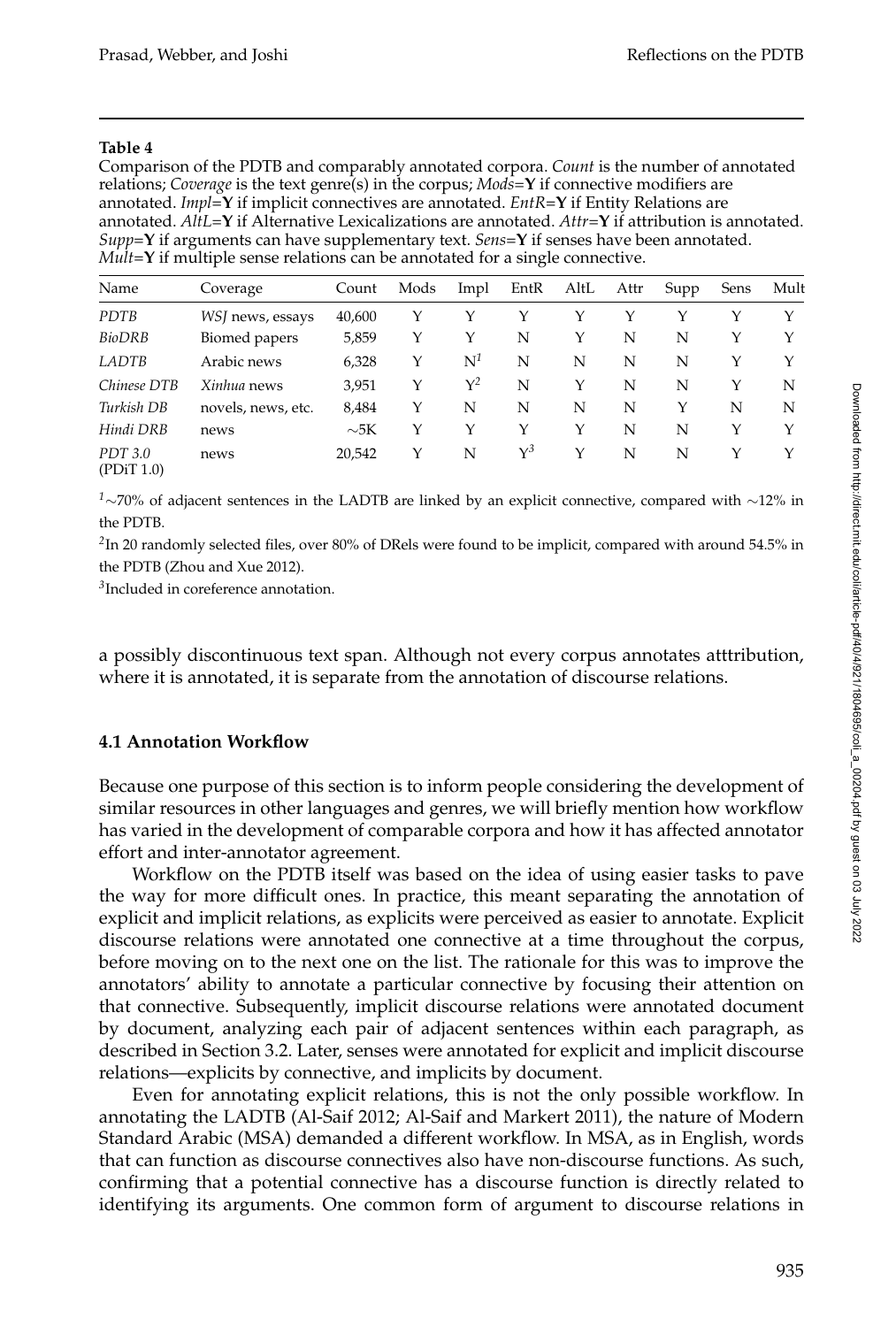**Table 4**

Comparison of the PDTB and comparably annotated corpora. *Count* is the number of annotated relations; *Coverage* is the text genre(s) in the corpus; *Mods*=**Y** if connective modifiers are annotated. *Impl*=**Y** if implicit connectives are annotated. *EntR*=**Y** if Entity Relations are annotated. *AltL*=**Y** if Alternative Lexicalizations are annotated. *Attr*=**Y** if attribution is annotated. *Supp*=**Y** if arguments can have supplementary text. *Sens*=**Y** if senses have been annotated. *Mult*=**Y** if multiple sense relations can be annotated for a single connective.

| Name | Coverage | Count | Mods | Impl | EntR | AltL | Attr | Supp | Sens | Mult |
|---|---|---|---|---|---|---|---|---|---|---|
| *PDTB* | *WSJ* news, essays | 40,600 | Y | Y | Y | Y | Y | Y | Y | Y |
| *BioDRB* | Biomed papers | 5,859 | Y | Y | N | Y | N | N | Y | Y |
| *LADTB* | Arabic news | 6,328 | Y | N[1] | N | N | N | N | Y | Y |
| *Chinese DTB* | *Xinhua* news | 3,951 | Y | Y[2] | N | Y | N | N | Y | N |
| *Turkish DB* | novels, news, etc. | 8,484 | Y | N | N | N | N | Y | N | N |
| *Hindi DRB* | news | ∼5K | Y | Y | Y | Y | N | N | Y | Y |
| *PDT 3.0* (PDiT 1.0) | news | 20,542 | Y | N | Y[3] | Y | N | N | Y | Y |

[1]∼70% of adjacent sentences in the LADTB are linked by an explicit connective, compared with ∼12% in the PDTB.

[2]In 20 randomly selected files, over 80% of DRels were found to be implicit, compared with around 54.5% in the PDTB (Zhou and Xue 2012).

[3]Included in coreference annotation.

a possibly discontinuous text span. Although not every corpus annotates atttribution, where it is annotated, it is separate from the annotation of discourse relations.

### 4.1 Annotation Workflow

Because one purpose of this section is to inform people considering the development of similar resources in other languages and genres, we will briefly mention how workflow has varied in the development of comparable corpora and how it has affected annotator effort and inter-annotator agreement.

Workflow on the PDTB itself was based on the idea of using easier tasks to pave the way for more difficult ones. In practice, this meant separating the annotation of explicit and implicit relations, as explicits were perceived as easier to annotate. Explicit discourse relations were annotated one connective at a time throughout the corpus, before moving on to the next one on the list. The rationale for this was to improve the annotators' ability to annotate a particular connective by focusing their attention on that connective. Subsequently, implicit discourse relations were annotated document by document, analyzing each pair of adjacent sentences within each paragraph, as described in Section 3.2. Later, senses were annotated for explicit and implicit discourse relations—explicits by connective, and implicits by document.

Even for annotating explicit relations, this is not the only possible workflow. In annotating the LADTB (Al-Saif 2012; Al-Saif and Markert 2011), the nature of Modern Standard Arabic (MSA) demanded a different workflow. In MSA, as in English, words that can function as discourse connectives also have non-discourse functions. As such, confirming that a potential connective has a discourse function is directly related to identifying its arguments. One common form of argument to discourse relations in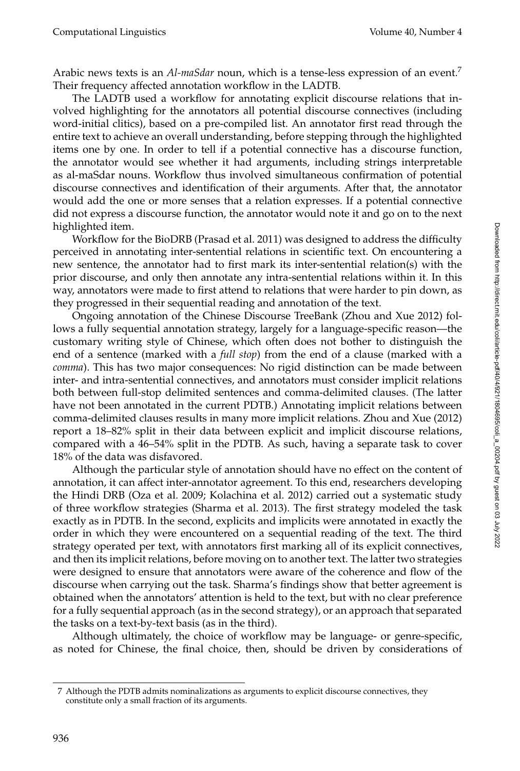Arabic news texts is an *Al-maSdar* noun, which is a tense-less expression of an event.[7] Their frequency affected annotation workflow in the LADTB.

The LADTB used a workflow for annotating explicit discourse relations that involved highlighting for the annotators all potential discourse connectives (including word-initial clitics), based on a pre-compiled list. An annotator first read through the entire text to achieve an overall understanding, before stepping through the highlighted items one by one. In order to tell if a potential connective has a discourse function, the annotator would see whether it had arguments, including strings interpretable as al-maSdar nouns. Workflow thus involved simultaneous confirmation of potential discourse connectives and identification of their arguments. After that, the annotator would add the one or more senses that a relation expresses. If a potential connective did not express a discourse function, the annotator would note it and go on to the next highlighted item.

Workflow for the BioDRB (Prasad et al. 2011) was designed to address the difficulty perceived in annotating inter-sentential relations in scientific text. On encountering a new sentence, the annotator had to first mark its inter-sentential relation(s) with the prior discourse, and only then annotate any intra-sentential relations within it. In this way, annotators were made to first attend to relations that were harder to pin down, as they progressed in their sequential reading and annotation of the text.

Ongoing annotation of the Chinese Discourse TreeBank (Zhou and Xue 2012) follows a fully sequential annotation strategy, largely for a language-specific reason—the customary writing style of Chinese, which often does not bother to distinguish the end of a sentence (marked with a *full stop*) from the end of a clause (marked with a *comma*). This has two major consequences: No rigid distinction can be made between inter- and intra-sentential connectives, and annotators must consider implicit relations both between full-stop delimited sentences and comma-delimited clauses. (The latter have not been annotated in the current PDTB.) Annotating implicit relations between comma-delimited clauses results in many more implicit relations. Zhou and Xue (2012) report a 18–82% split in their data between explicit and implicit discourse relations, compared with a 46–54% split in the PDTB. As such, having a separate task to cover 18% of the data was disfavored.

Although the particular style of annotation should have no effect on the content of annotation, it can affect inter-annotator agreement. To this end, researchers developing the Hindi DRB (Oza et al. 2009; Kolachina et al. 2012) carried out a systematic study of three workflow strategies (Sharma et al. 2013). The first strategy modeled the task exactly as in PDTB. In the second, explicits and implicits were annotated in exactly the order in which they were encountered on a sequential reading of the text. The third strategy operated per text, with annotators first marking all of its explicit connectives, and then its implicit relations, before moving on to another text. The latter two strategies were designed to ensure that annotators were aware of the coherence and flow of the discourse when carrying out the task. Sharma's findings show that better agreement is obtained when the annotators' attention is held to the text, but with no clear preference for a fully sequential approach (as in the second strategy), or an approach that separated the tasks on a text-by-text basis (as in the third).

Although ultimately, the choice of workflow may be language- or genre-specific, as noted for Chinese, the final choice, then, should be driven by considerations of

7 Although the PDTB admits nominalizations as arguments to explicit discourse connectives, they constitute only a small fraction of its arguments.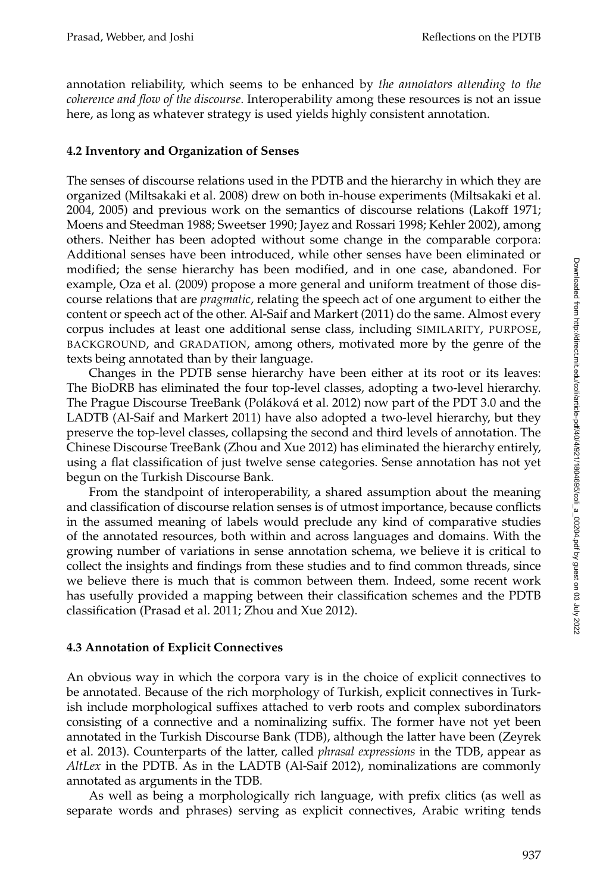annotation reliability, which seems to be enhanced by *the annotators attending to the coherence and flow of the discourse*. Interoperability among these resources is not an issue here, as long as whatever strategy is used yields highly consistent annotation.

### 4.2 Inventory and Organization of Senses

The senses of discourse relations used in the PDTB and the hierarchy in which they are organized (Miltsakaki et al. 2008) drew on both in-house experiments (Miltsakaki et al. 2004, 2005) and previous work on the semantics of discourse relations (Lakoff 1971; Moens and Steedman 1988; Sweetser 1990; Jayez and Rossari 1998; Kehler 2002), among others. Neither has been adopted without some change in the comparable corpora: Additional senses have been introduced, while other senses have been eliminated or modified; the sense hierarchy has been modified, and in one case, abandoned. For example, Oza et al. (2009) propose a more general and uniform treatment of those discourse relations that are *pragmatic*, relating the speech act of one argument to either the content or speech act of the other. Al-Saif and Markert (2011) do the same. Almost every corpus includes at least one additional sense class, including SIMILARITY, PURPOSE, BACKGROUND, and GRADATION, among others, motivated more by the genre of the texts being annotated than by their language.

Changes in the PDTB sense hierarchy have been either at its root or its leaves: The BioDRB has eliminated the four top-level classes, adopting a two-level hierarchy. The Prague Discourse TreeBank (Poláková et al. 2012) now part of the PDT 3.0 and the LADTB (Al-Saif and Markert 2011) have also adopted a two-level hierarchy, but they preserve the top-level classes, collapsing the second and third levels of annotation. The Chinese Discourse TreeBank (Zhou and Xue 2012) has eliminated the hierarchy entirely, using a flat classification of just twelve sense categories. Sense annotation has not yet begun on the Turkish Discourse Bank.

From the standpoint of interoperability, a shared assumption about the meaning and classification of discourse relation senses is of utmost importance, because conflicts in the assumed meaning of labels would preclude any kind of comparative studies of the annotated resources, both within and across languages and domains. With the growing number of variations in sense annotation schema, we believe it is critical to collect the insights and findings from these studies and to find common threads, since we believe there is much that is common between them. Indeed, some recent work has usefully provided a mapping between their classification schemes and the PDTB classification (Prasad et al. 2011; Zhou and Xue 2012).

### 4.3 Annotation of Explicit Connectives

An obvious way in which the corpora vary is in the choice of explicit connectives to be annotated. Because of the rich morphology of Turkish, explicit connectives in Turkish include morphological suffixes attached to verb roots and complex subordinators consisting of a connective and a nominalizing suffix. The former have not yet been annotated in the Turkish Discourse Bank (TDB), although the latter have been (Zeyrek et al. 2013). Counterparts of the latter, called *phrasal expressions* in the TDB, appear as *AltLex* in the PDTB. As in the LADTB (Al-Saif 2012), nominalizations are commonly annotated as arguments in the TDB.

As well as being a morphologically rich language, with prefix clitics (as well as separate words and phrases) serving as explicit connectives, Arabic writing tends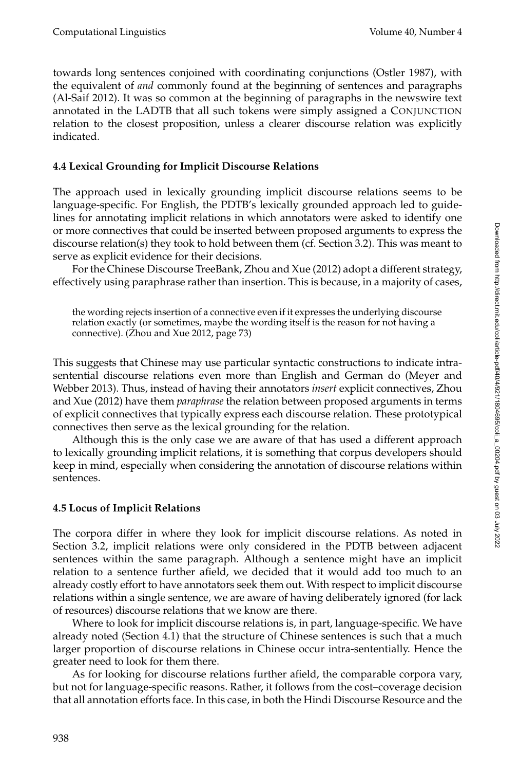towards long sentences conjoined with coordinating conjunctions (Ostler 1987), with the equivalent of *and* commonly found at the beginning of sentences and paragraphs (Al-Saif 2012). It was so common at the beginning of paragraphs in the newswire text annotated in the LADTB that all such tokens were simply assigned a CONJUNCTION relation to the closest proposition, unless a clearer discourse relation was explicitly indicated.

### 4.4 Lexical Grounding for Implicit Discourse Relations

The approach used in lexically grounding implicit discourse relations seems to be language-specific. For English, the PDTB's lexically grounded approach led to guidelines for annotating implicit relations in which annotators were asked to identify one or more connectives that could be inserted between proposed arguments to express the discourse relation(s) they took to hold between them (cf. Section 3.2). This was meant to serve as explicit evidence for their decisions.

For the Chinese Discourse TreeBank, Zhou and Xue (2012) adopt a different strategy, effectively using paraphrase rather than insertion. This is because, in a majority of cases,

> the wording rejects insertion of a connective even if it expresses the underlying discourse relation exactly (or sometimes, maybe the wording itself is the reason for not having a connective). (Zhou and Xue 2012, page 73)

This suggests that Chinese may use particular syntactic constructions to indicate intra-sentential discourse relations even more than English and German do (Meyer and Webber 2013). Thus, instead of having their annotators *insert* explicit connectives, Zhou and Xue (2012) have them *paraphrase* the relation between proposed arguments in terms of explicit connectives that typically express each discourse relation. These prototypical connectives then serve as the lexical grounding for the relation.

Although this is the only case we are aware of that has used a different approach to lexically grounding implicit relations, it is something that corpus developers should keep in mind, especially when considering the annotation of discourse relations within sentences.

### 4.5 Locus of Implicit Relations

The corpora differ in where they look for implicit discourse relations. As noted in Section 3.2, implicit relations were only considered in the PDTB between adjacent sentences within the same paragraph. Although a sentence might have an implicit relation to a sentence further afield, we decided that it would add too much to an already costly effort to have annotators seek them out. With respect to implicit discourse relations within a single sentence, we are aware of having deliberately ignored (for lack of resources) discourse relations that we know are there.

Where to look for implicit discourse relations is, in part, language-specific. We have already noted (Section 4.1) that the structure of Chinese sentences is such that a much larger proportion of discourse relations in Chinese occur intra-sententially. Hence the greater need to look for them there.

As for looking for discourse relations further afield, the comparable corpora vary, but not for language-specific reasons. Rather, it follows from the cost–coverage decision that all annotation efforts face. In this case, in both the Hindi Discourse Resource and the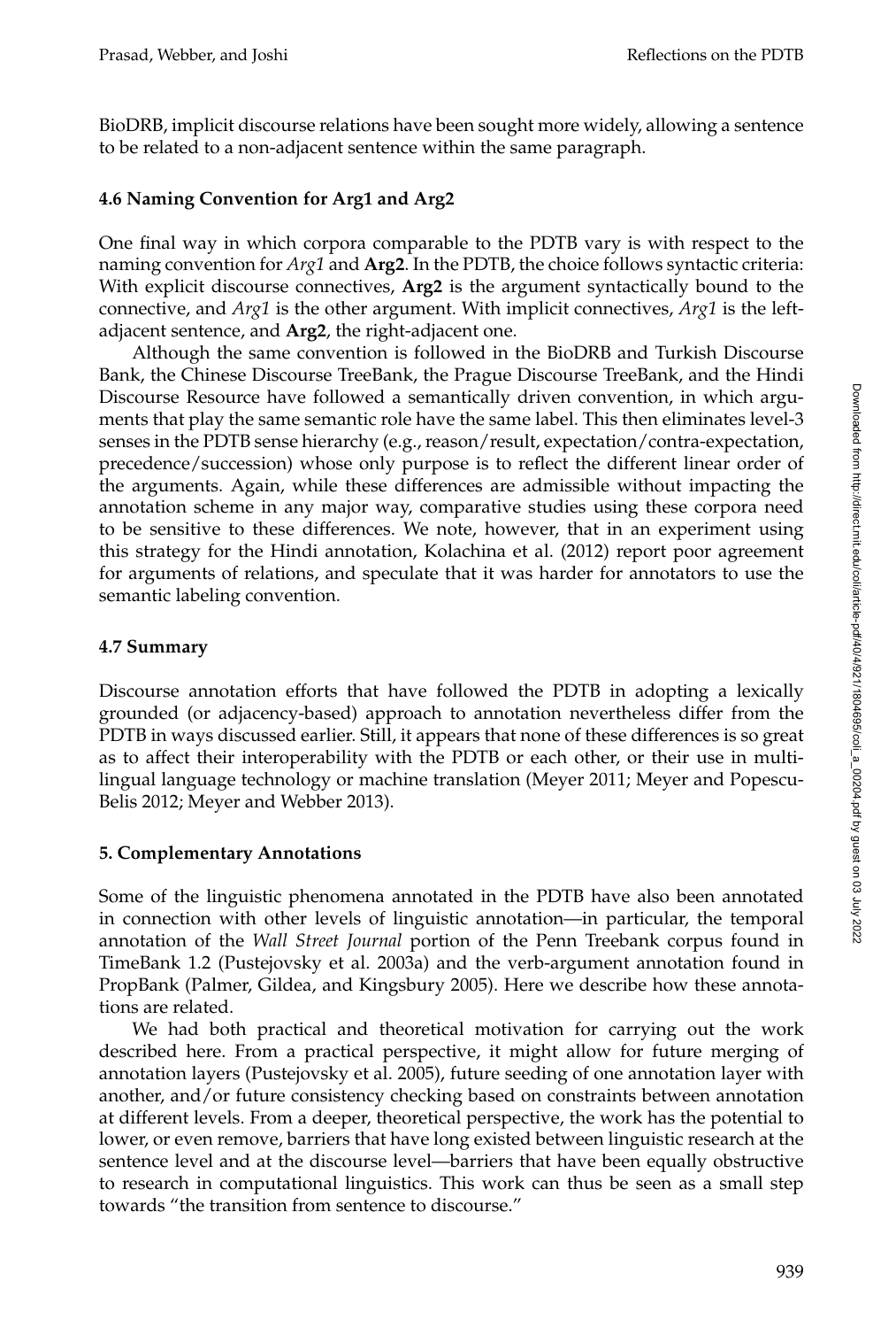BioDRB, implicit discourse relations have been sought more widely, allowing a sentence to be related to a non-adjacent sentence within the same paragraph.

### 4.6 Naming Convention for Arg1 and Arg2

One final way in which corpora comparable to the PDTB vary is with respect to the naming convention for *Arg1* and **Arg2**. In the PDTB, the choice follows syntactic criteria: With explicit discourse connectives, **Arg2** is the argument syntactically bound to the connective, and *Arg1* is the other argument. With implicit connectives, *Arg1* is the left-adjacent sentence, and **Arg2**, the right-adjacent one.

Although the same convention is followed in the BioDRB and Turkish Discourse Bank, the Chinese Discourse TreeBank, the Prague Discourse TreeBank, and the Hindi Discourse Resource have followed a semantically driven convention, in which arguments that play the same semantic role have the same label. This then eliminates level-3 senses in the PDTB sense hierarchy (e.g., reason/result, expectation/contra-expectation, precedence/succession) whose only purpose is to reflect the different linear order of the arguments. Again, while these differences are admissible without impacting the annotation scheme in any major way, comparative studies using these corpora need to be sensitive to these differences. We note, however, that in an experiment using this strategy for the Hindi annotation, Kolachina et al. (2012) report poor agreement for arguments of relations, and speculate that it was harder for annotators to use the semantic labeling convention.

### 4.7 Summary

Discourse annotation efforts that have followed the PDTB in adopting a lexically grounded (or adjacency-based) approach to annotation nevertheless differ from the PDTB in ways discussed earlier. Still, it appears that none of these differences is so great as to affect their interoperability with the PDTB or each other, or their use in multilingual language technology or machine translation (Meyer 2011; Meyer and Popescu-Belis 2012; Meyer and Webber 2013).

## 5. Complementary Annotations

Some of the linguistic phenomena annotated in the PDTB have also been annotated in connection with other levels of linguistic annotation—in particular, the temporal annotation of the *Wall Street Journal* portion of the Penn Treebank corpus found in TimeBank 1.2 (Pustejovsky et al. 2003a) and the verb-argument annotation found in PropBank (Palmer, Gildea, and Kingsbury 2005). Here we describe how these annotations are related.

We had both practical and theoretical motivation for carrying out the work described here. From a practical perspective, it might allow for future merging of annotation layers (Pustejovsky et al. 2005), future seeding of one annotation layer with another, and/or future consistency checking based on constraints between annotation at different levels. From a deeper, theoretical perspective, the work has the potential to lower, or even remove, barriers that have long existed between linguistic research at the sentence level and at the discourse level—barriers that have been equally obstructive to research in computational linguistics. This work can thus be seen as a small step towards "the transition from sentence to discourse."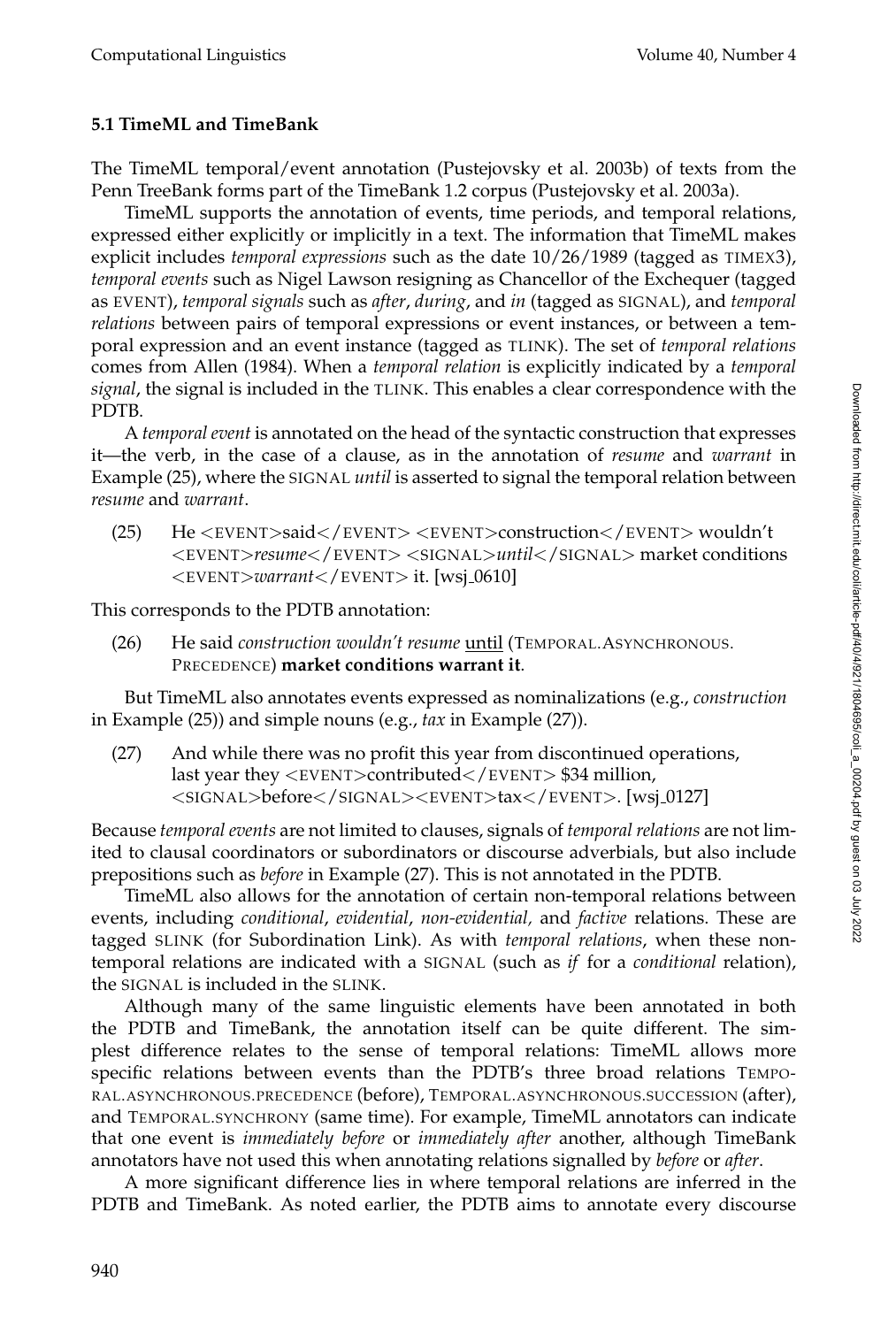### 5.1 TimeML and TimeBank

The TimeML temporal/event annotation (Pustejovsky et al. 2003b) of texts from the Penn TreeBank forms part of the TimeBank 1.2 corpus (Pustejovsky et al. 2003a).

TimeML supports the annotation of events, time periods, and temporal relations, expressed either explicitly or implicitly in a text. The information that TimeML makes explicit includes *temporal expressions* such as the date 10/26/1989 (tagged as TIMEX3), *temporal events* such as Nigel Lawson resigning as Chancellor of the Exchequer (tagged as EVENT), *temporal signals* such as *after*, *during*, and *in* (tagged as SIGNAL), and *temporal relations* between pairs of temporal expressions or event instances, or between a temporal expression and an event instance (tagged as TLINK). The set of *temporal relations* comes from Allen (1984). When a *temporal relation* is explicitly indicated by a *temporal signal*, the signal is included in the TLINK. This enables a clear correspondence with the PDTB.

A *temporal event* is annotated on the head of the syntactic construction that expresses it—the verb, in the case of a clause, as in the annotation of *resume* and *warrant* in Example (25), where the SIGNAL *until* is asserted to signal the temporal relation between *resume* and *warrant*.

(25) He <EVENT>said</EVENT> <EVENT>construction</EVENT> wouldn't <EVENT>*resume*</EVENT> <SIGNAL>*until*</SIGNAL> market conditions <EVENT>*warrant*</EVENT> it. [wsj_0610]

This corresponds to the PDTB annotation:

(26) He said *construction wouldn't resume* until (TEMPORAL.ASYNCHRONOUS.PRECEDENCE) **market conditions warrant it**.

But TimeML also annotates events expressed as nominalizations (e.g., *construction* in Example (25)) and simple nouns (e.g., *tax* in Example (27)).

(27) And while there was no profit this year from discontinued operations, last year they <EVENT>contributed</EVENT> $34 million, <SIGNAL>before</SIGNAL><EVENT>tax</EVENT>. [wsj_0127]

Because *temporal events* are not limited to clauses, signals of *temporal relations* are not limited to clausal coordinators or subordinators or discourse adverbials, but also include prepositions such as *before* in Example (27). This is not annotated in the PDTB.

TimeML also allows for the annotation of certain non-temporal relations between events, including *conditional*, *evidential*, *non-evidential,* and *factive* relations. These are tagged SLINK (for Subordination Link). As with *temporal relations*, when these non-temporal relations are indicated with a SIGNAL (such as *if* for a *conditional* relation), the SIGNAL is included in the SLINK.

Although many of the same linguistic elements have been annotated in both the PDTB and TimeBank, the annotation itself can be quite different. The simplest difference relates to the sense of temporal relations: TimeML allows more specific relations between events than the PDTB's three broad relations TEMPORAL.ASYNCHRONOUS.PRECEDENCE (before), TEMPORAL.ASYNCHRONOUS.SUCCESSION (after), and TEMPORAL.SYNCHRONY (same time). For example, TimeML annotators can indicate that one event is *immediately before* or *immediately after* another, although TimeBank annotators have not used this when annotating relations signalled by *before* or *after*.

A more significant difference lies in where temporal relations are inferred in the PDTB and TimeBank. As noted earlier, the PDTB aims to annotate every discourse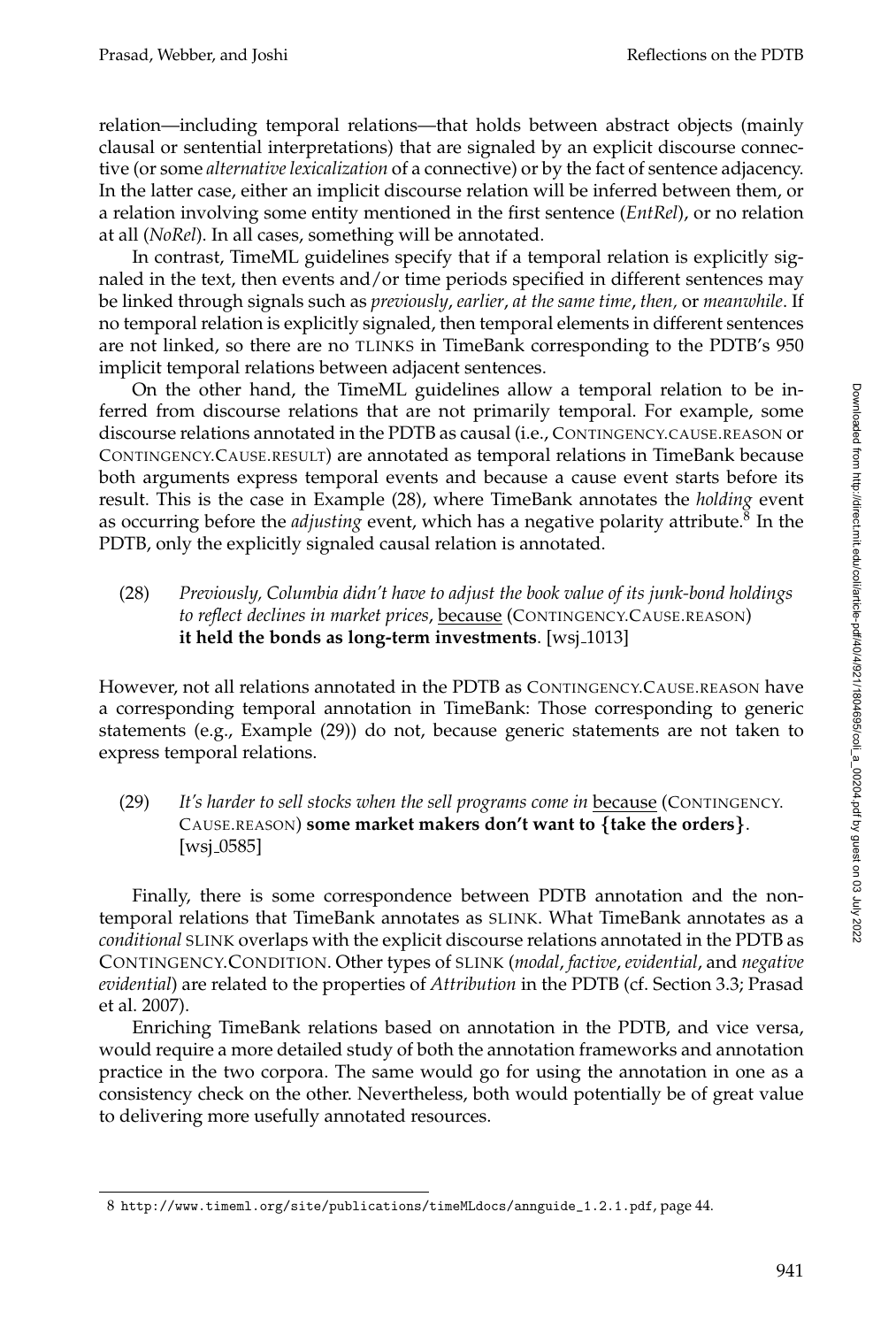relation—including temporal relations—that holds between abstract objects (mainly clausal or sentential interpretations) that are signaled by an explicit discourse connective (or some *alternative lexicalization* of a connective) or by the fact of sentence adjacency. In the latter case, either an implicit discourse relation will be inferred between them, or a relation involving some entity mentioned in the first sentence (*EntRel*), or no relation at all (*NoRel*). In all cases, something will be annotated.

In contrast, TimeML guidelines specify that if a temporal relation is explicitly signaled in the text, then events and/or time periods specified in different sentences may be linked through signals such as *previously*, *earlier*, *at the same time*, *then,* or *meanwhile*. If no temporal relation is explicitly signaled, then temporal elements in different sentences are not linked, so there are no TLINKS in TimeBank corresponding to the PDTB's 950 implicit temporal relations between adjacent sentences.

On the other hand, the TimeML guidelines allow a temporal relation to be inferred from discourse relations that are not primarily temporal. For example, some discourse relations annotated in the PDTB as causal (i.e., CONTINGENCY.CAUSE.REASON or CONTINGENCY.CAUSE.RESULT) are annotated as temporal relations in TimeBank because both arguments express temporal events and because a cause event starts before its result. This is the case in Example (28), where TimeBank annotates the *holding* event as occurring before the *adjusting* event, which has a negative polarity attribute.[8] In the PDTB, only the explicitly signaled causal relation is annotated.

(28) *Previously, Columbia didn't have to adjust the book value of its junk-bond holdings to reflect declines in market prices*, <u>because</u> (CONTINGENCY.CAUSE.REASON) **it held the bonds as long-term investments**. [wsj_1013]

However, not all relations annotated in the PDTB as CONTINGENCY.CAUSE.REASON have a corresponding temporal annotation in TimeBank: Those corresponding to generic statements (e.g., Example (29)) do not, because generic statements are not taken to express temporal relations.

(29) *It's harder to sell stocks when the sell programs come in* <u>because</u> (CONTINGENCY.CAUSE.REASON) **some market makers don't want to {take the orders}**. [wsj_0585]

Finally, there is some correspondence between PDTB annotation and the non-temporal relations that TimeBank annotates as SLINK. What TimeBank annotates as a *conditional* SLINK overlaps with the explicit discourse relations annotated in the PDTB as CONTINGENCY.CONDITION. Other types of SLINK (*modal*, *factive*, *evidential*, and *negative evidential*) are related to the properties of *Attribution* in the PDTB (cf. Section 3.3; Prasad et al. 2007).

Enriching TimeBank relations based on annotation in the PDTB, and vice versa, would require a more detailed study of both the annotation frameworks and annotation practice in the two corpora. The same would go for using the annotation in one as a consistency check on the other. Nevertheless, both would potentially be of great value to delivering more usefully annotated resources.

---

8 http://www.timeml.org/site/publications/timeMLdocs/annguide_1.2.1.pdf, page 44.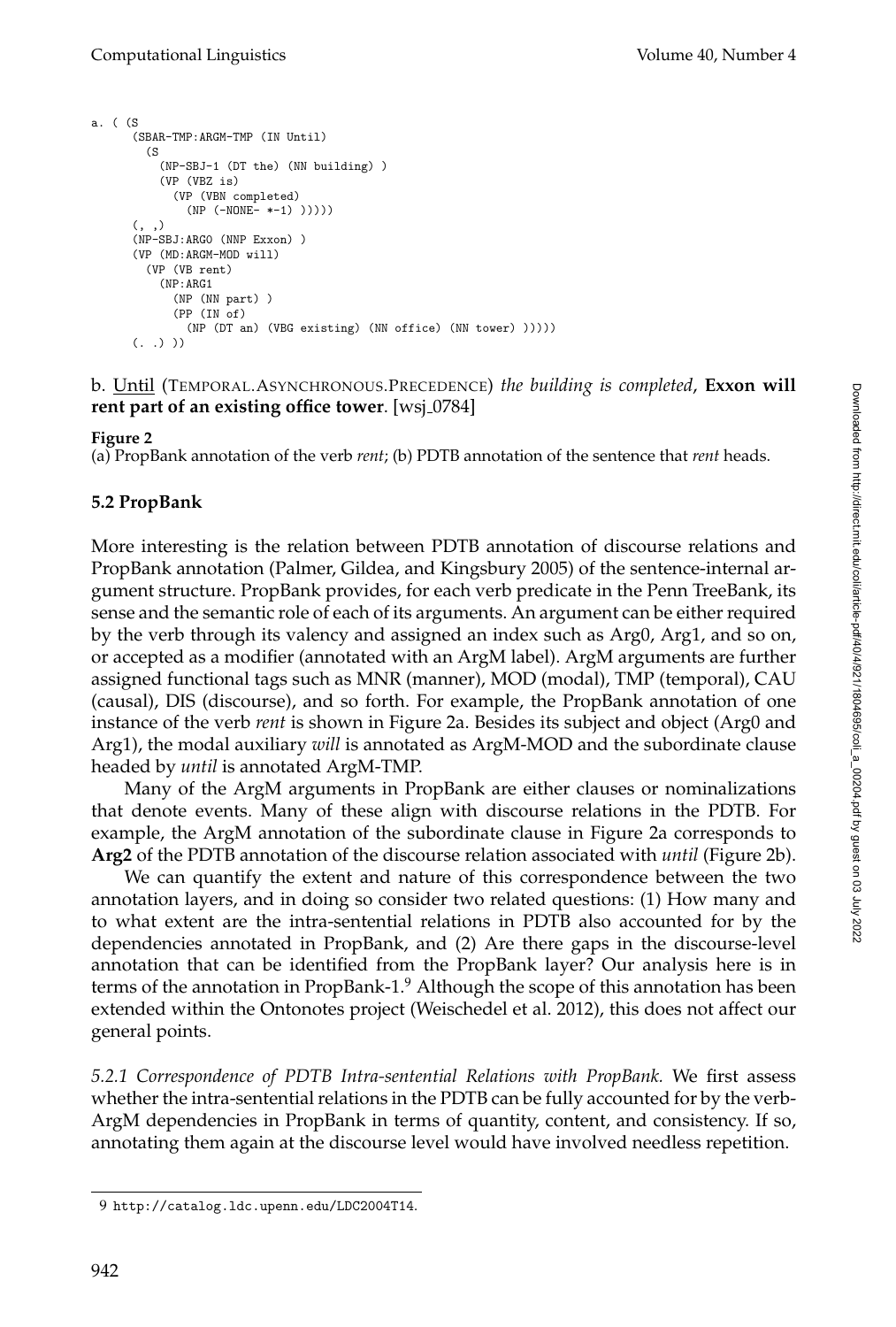```
a. ( (S
      (SBAR-TMP:ARGM-TMP (IN Until)
        (S
          (NP-SBJ-1 (DT the) (NN building) )
          (VP (VBZ is)
            (VP (VBN completed)
              (NP (-NONE- *-1) )))))
      (, ,)
      (NP-SBJ:ARG0 (NNP Exxon) )
      (VP (MD:ARGM-MOD will)
        (VP (VB rent)
          (NP:ARG1
            (NP (NN part) )
            (PP (IN of)
              (NP (DT an) (VBG existing) (NN office) (NN tower) )))))
      (. .) ))
```

b. Until (TEMPORAL.ASYNCHRONOUS.PRECEDENCE) *the building is completed*, **Exxon will rent part of an existing office tower**. [wsj_0784]

**Figure 2**
(a) PropBank annotation of the verb *rent*; (b) PDTB annotation of the sentence that *rent* heads.

### 5.2 PropBank

More interesting is the relation between PDTB annotation of discourse relations and PropBank annotation (Palmer, Gildea, and Kingsbury 2005) of the sentence-internal argument structure. PropBank provides, for each verb predicate in the Penn TreeBank, its sense and the semantic role of each of its arguments. An argument can be either required by the verb through its valency and assigned an index such as Arg0, Arg1, and so on, or accepted as a modifier (annotated with an ArgM label). ArgM arguments are further assigned functional tags such as MNR (manner), MOD (modal), TMP (temporal), CAU (causal), DIS (discourse), and so forth. For example, the PropBank annotation of one instance of the verb *rent* is shown in Figure 2a. Besides its subject and object (Arg0 and Arg1), the modal auxiliary *will* is annotated as ArgM-MOD and the subordinate clause headed by *until* is annotated ArgM-TMP.

Many of the ArgM arguments in PropBank are either clauses or nominalizations that denote events. Many of these align with discourse relations in the PDTB. For example, the ArgM annotation of the subordinate clause in Figure 2a corresponds to **Arg2** of the PDTB annotation of the discourse relation associated with *until* (Figure 2b).

We can quantify the extent and nature of this correspondence between the two annotation layers, and in doing so consider two related questions: (1) How many and to what extent are the intra-sentential relations in PDTB also accounted for by the dependencies annotated in PropBank, and (2) Are there gaps in the discourse-level annotation that can be identified from the PropBank layer? Our analysis here is in terms of the annotation in PropBank-1.[9] Although the scope of this annotation has been extended within the Ontonotes project (Weischedel et al. 2012), this does not affect our general points.

*5.2.1 Correspondence of PDTB Intra-sentential Relations with PropBank.* We first assess whether the intra-sentential relations in the PDTB can be fully accounted for by the verb-ArgM dependencies in PropBank in terms of quantity, content, and consistency. If so, annotating them again at the discourse level would have involved needless repetition.

9 http://catalog.ldc.upenn.edu/LDC2004T14.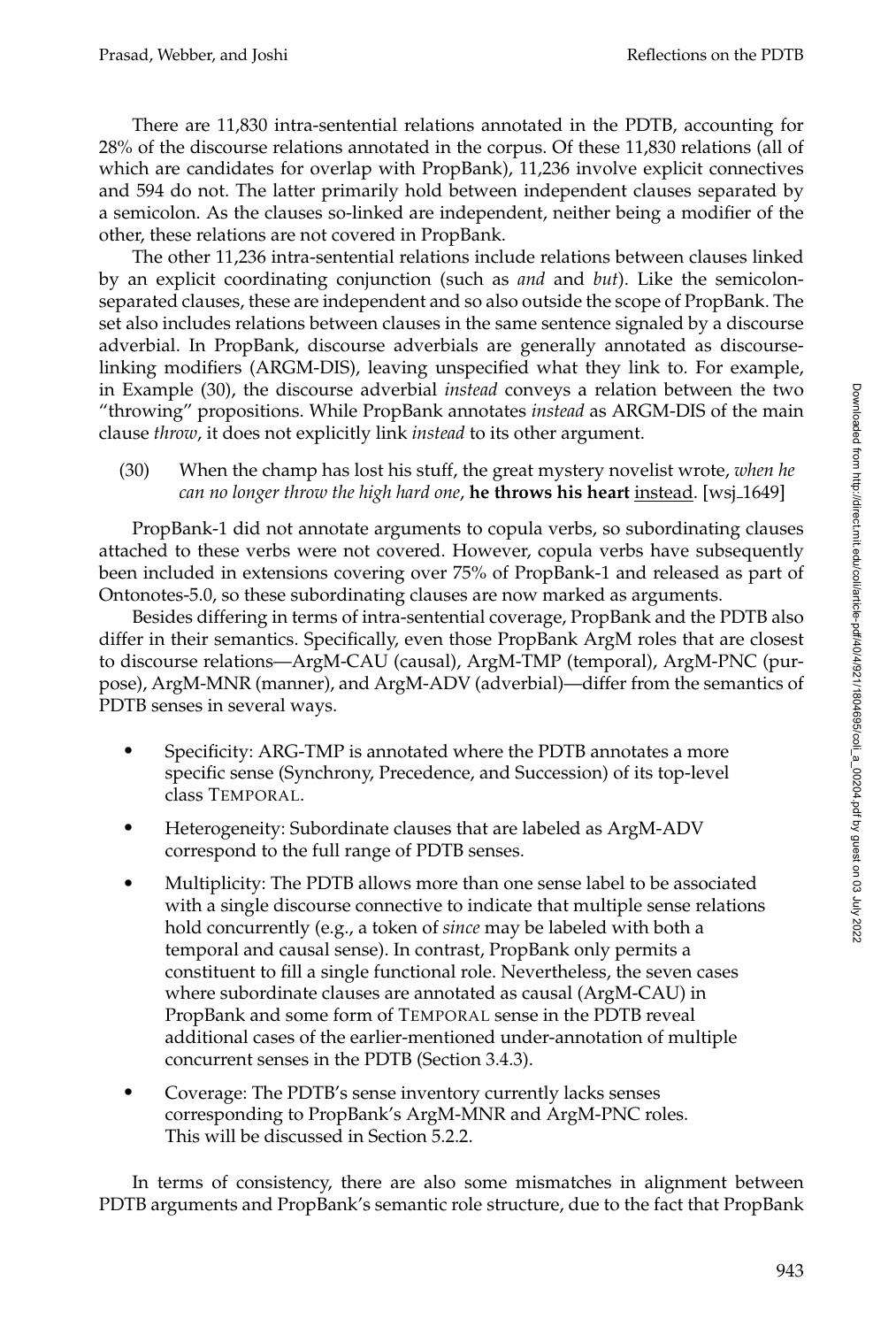There are 11,830 intra-sentential relations annotated in the PDTB, accounting for 28% of the discourse relations annotated in the corpus. Of these 11,830 relations (all of which are candidates for overlap with PropBank), 11,236 involve explicit connectives and 594 do not. The latter primarily hold between independent clauses separated by a semicolon. As the clauses so-linked are independent, neither being a modifier of the other, these relations are not covered in PropBank.

The other 11,236 intra-sentential relations include relations between clauses linked by an explicit coordinating conjunction (such as *and* and *but*). Like the semicolon-separated clauses, these are independent and so also outside the scope of PropBank. The set also includes relations between clauses in the same sentence signaled by a discourse adverbial. In PropBank, discourse adverbials are generally annotated as discourse-linking modifiers (ARGM-DIS), leaving unspecified what they link to. For example, in Example (30), the discourse adverbial *instead* conveys a relation between the two "throwing" propositions. While PropBank annotates *instead* as ARGM-DIS of the main clause *throw*, it does not explicitly link *instead* to its other argument.

(30) When the champ has lost his stuff, the great mystery novelist wrote, *when he can no longer throw the high hard one*, **he throws his heart** instead. [wsj_1649]

PropBank-1 did not annotate arguments to copula verbs, so subordinating clauses attached to these verbs were not covered. However, copula verbs have subsequently been included in extensions covering over 75% of PropBank-1 and released as part of Ontonotes-5.0, so these subordinating clauses are now marked as arguments.

Besides differing in terms of intra-sentential coverage, PropBank and the PDTB also differ in their semantics. Specifically, even those PropBank ArgM roles that are closest to discourse relations—ArgM-CAU (causal), ArgM-TMP (temporal), ArgM-PNC (purpose), ArgM-MNR (manner), and ArgM-ADV (adverbial)—differ from the semantics of PDTB senses in several ways.

- Specificity: ARG-TMP is annotated where the PDTB annotates a more specific sense (Synchrony, Precedence, and Succession) of its top-level class TEMPORAL.
- Heterogeneity: Subordinate clauses that are labeled as ArgM-ADV correspond to the full range of PDTB senses.
- Multiplicity: The PDTB allows more than one sense label to be associated with a single discourse connective to indicate that multiple sense relations hold concurrently (e.g., a token of *since* may be labeled with both a temporal and causal sense). In contrast, PropBank only permits a constituent to fill a single functional role. Nevertheless, the seven cases where subordinate clauses are annotated as causal (ArgM-CAU) in PropBank and some form of TEMPORAL sense in the PDTB reveal additional cases of the earlier-mentioned under-annotation of multiple concurrent senses in the PDTB (Section 3.4.3).
- Coverage: The PDTB's sense inventory currently lacks senses corresponding to PropBank's ArgM-MNR and ArgM-PNC roles. This will be discussed in Section 5.2.2.

In terms of consistency, there are also some mismatches in alignment between PDTB arguments and PropBank's semantic role structure, due to the fact that PropBank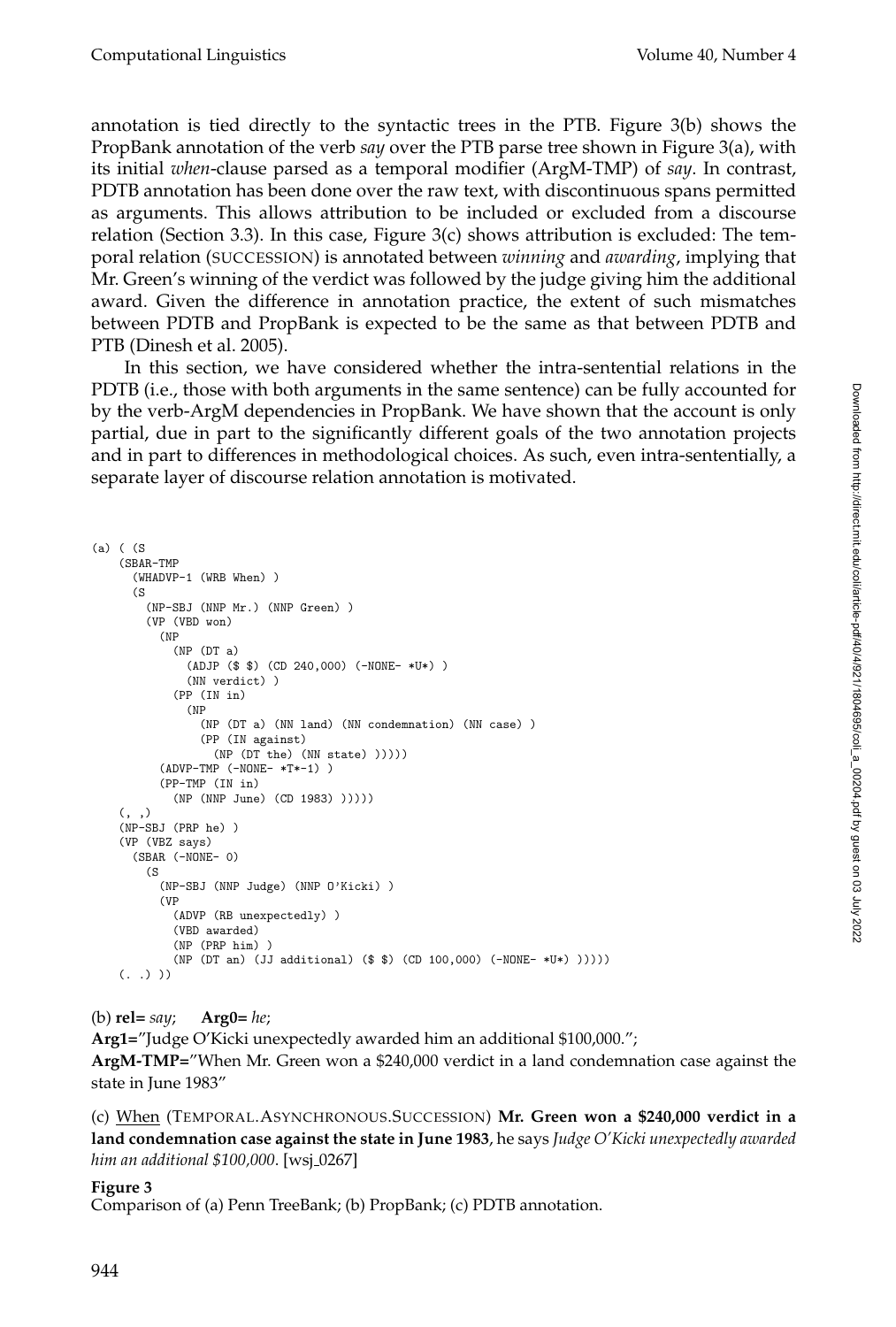annotation is tied directly to the syntactic trees in the PTB. Figure 3(b) shows the PropBank annotation of the verb *say* over the PTB parse tree shown in Figure 3(a), with its initial *when*-clause parsed as a temporal modifier (ArgM-TMP) of *say*. In contrast, PDTB annotation has been done over the raw text, with discontinuous spans permitted as arguments. This allows attribution to be included or excluded from a discourse relation (Section 3.3). In this case, Figure 3(c) shows attribution is excluded: The temporal relation (SUCCESSION) is annotated between *winning* and *awarding*, implying that Mr. Green's winning of the verdict was followed by the judge giving him the additional award. Given the difference in annotation practice, the extent of such mismatches between PDTB and PropBank is expected to be the same as that between PDTB and PTB (Dinesh et al. 2005).

In this section, we have considered whether the intra-sentential relations in the PDTB (i.e., those with both arguments in the same sentence) can be fully accounted for by the verb-ArgM dependencies in PropBank. We have shown that the account is only partial, due in part to the significantly different goals of the two annotation projects and in part to differences in methodological choices. As such, even intra-sententially, a separate layer of discourse relation annotation is motivated.

```
(a) ( (S
    (SBAR-TMP
      (WHADVP-1 (WRB When) )
      (S
        (NP-SBJ (NNP Mr.) (NNP Green) )
        (VP (VBD won)
          (NP
            (NP (DT a)
              (ADJP ($ $) (CD 240,000) (-NONE- *U*) )
              (NN verdict) )
            (PP (IN in)
              (NP
                (NP (DT a) (NN land) (NN condemnation) (NN case) )
                (PP (IN against)
                  (NP (DT the) (NN state) )))))
          (ADVP-TMP (-NONE- *T*-1) )
          (PP-TMP (IN in)
            (NP (NNP June) (CD 1983) )))))
    (, ,)
    (NP-SBJ (PRP he) )
    (VP (VBZ says)
      (SBAR (-NONE- 0)
        (S
          (NP-SBJ (NNP Judge) (NNP O'Kicki) )
          (VP
            (ADVP (RB unexpectedly) )
            (VBD awarded)
            (NP (PRP him) )
            (NP (DT an) (JJ additional) ($ $) (CD 100,000) (-NONE- *U*) )))))
    (. .) ))
```

(b) **rel=** *say*; **Arg0=** *he*;
**Arg1=**"Judge O'Kicki unexpectedly awarded him an additional $100,000.";
**ArgM-TMP=**"When Mr. Green won a $240,000 verdict in a land condemnation case against the state in June 1983"

(c) When (TEMPORAL.ASYNCHRONOUS.SUCCESSION) **Mr. Green won a $240,000 verdict in a land condemnation case against the state in June 1983**, he says *Judge O'Kicki unexpectedly awarded him an additional $100,000*. [wsj_0267]

**Figure 3**
Comparison of (a) Penn TreeBank; (b) PropBank; (c) PDTB annotation.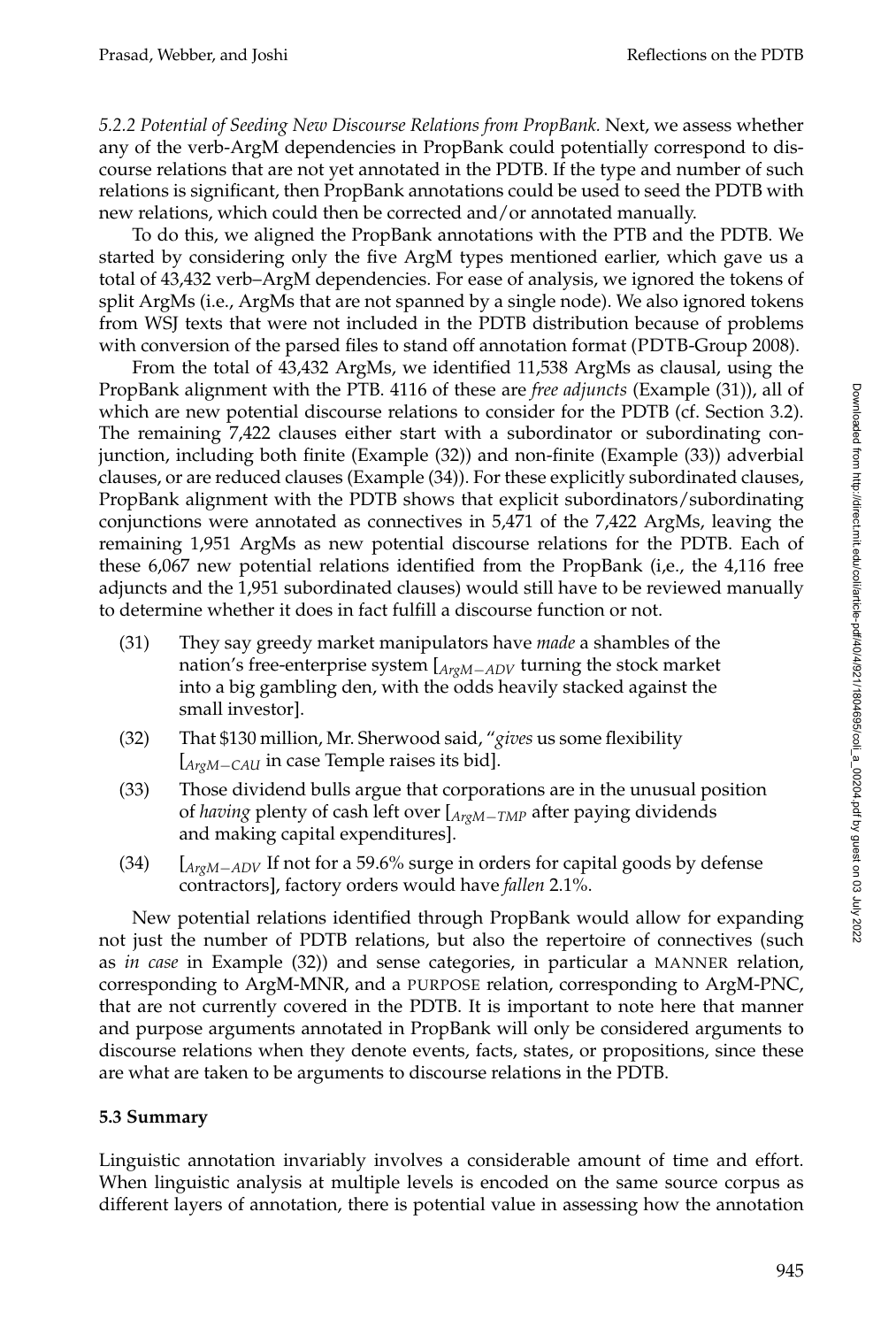*5.2.2 Potential of Seeding New Discourse Relations from PropBank.* Next, we assess whether any of the verb-ArgM dependencies in PropBank could potentially correspond to discourse relations that are not yet annotated in the PDTB. If the type and number of such relations is significant, then PropBank annotations could be used to seed the PDTB with new relations, which could then be corrected and/or annotated manually.

To do this, we aligned the PropBank annotations with the PTB and the PDTB. We started by considering only the five ArgM types mentioned earlier, which gave us a total of 43,432 verb–ArgM dependencies. For ease of analysis, we ignored the tokens of split ArgMs (i.e., ArgMs that are not spanned by a single node). We also ignored tokens from WSJ texts that were not included in the PDTB distribution because of problems with conversion of the parsed files to stand off annotation format (PDTB-Group 2008).

From the total of 43,432 ArgMs, we identified 11,538 ArgMs as clausal, using the PropBank alignment with the PTB. 4116 of these are *free adjuncts* (Example (31)), all of which are new potential discourse relations to consider for the PDTB (cf. Section 3.2). The remaining 7,422 clauses either start with a subordinator or subordinating conjunction, including both finite (Example (32)) and non-finite (Example (33)) adverbial clauses, or are reduced clauses (Example (34)). For these explicitly subordinated clauses, PropBank alignment with the PDTB shows that explicit subordinators/subordinating conjunctions were annotated as connectives in 5,471 of the 7,422 ArgMs, leaving the remaining 1,951 ArgMs as new potential discourse relations for the PDTB. Each of these 6,067 new potential relations identified from the PropBank (i,e., the 4,116 free adjuncts and the 1,951 subordinated clauses) would still have to be reviewed manually to determine whether it does in fact fulfill a discourse function or not.

(31) They say greedy market manipulators have *made* a shambles of the nation's free-enterprise system [$_{ArgM-ADV}$ turning the stock market into a big gambling den, with the odds heavily stacked against the small investor].

(32) That $130 million, Mr. Sherwood said, "*gives* us some flexibility [$_{ArgM-CAU}$ in case Temple raises its bid].

(33) Those dividend bulls argue that corporations are in the unusual position of *having* plenty of cash left over [$_{ArgM-TMP}$ after paying dividends and making capital expenditures].

(34) [$_{ArgM-ADV}$ If not for a 59.6% surge in orders for capital goods by defense contractors], factory orders would have *fallen* 2.1%.

New potential relations identified through PropBank would allow for expanding not just the number of PDTB relations, but also the repertoire of connectives (such as *in case* in Example (32)) and sense categories, in particular a MANNER relation, corresponding to ArgM-MNR, and a PURPOSE relation, corresponding to ArgM-PNC, that are not currently covered in the PDTB. It is important to note here that manner and purpose arguments annotated in PropBank will only be considered arguments to discourse relations when they denote events, facts, states, or propositions, since these are what are taken to be arguments to discourse relations in the PDTB.

### 5.3 Summary

Linguistic annotation invariably involves a considerable amount of time and effort. When linguistic analysis at multiple levels is encoded on the same source corpus as different layers of annotation, there is potential value in assessing how the annotation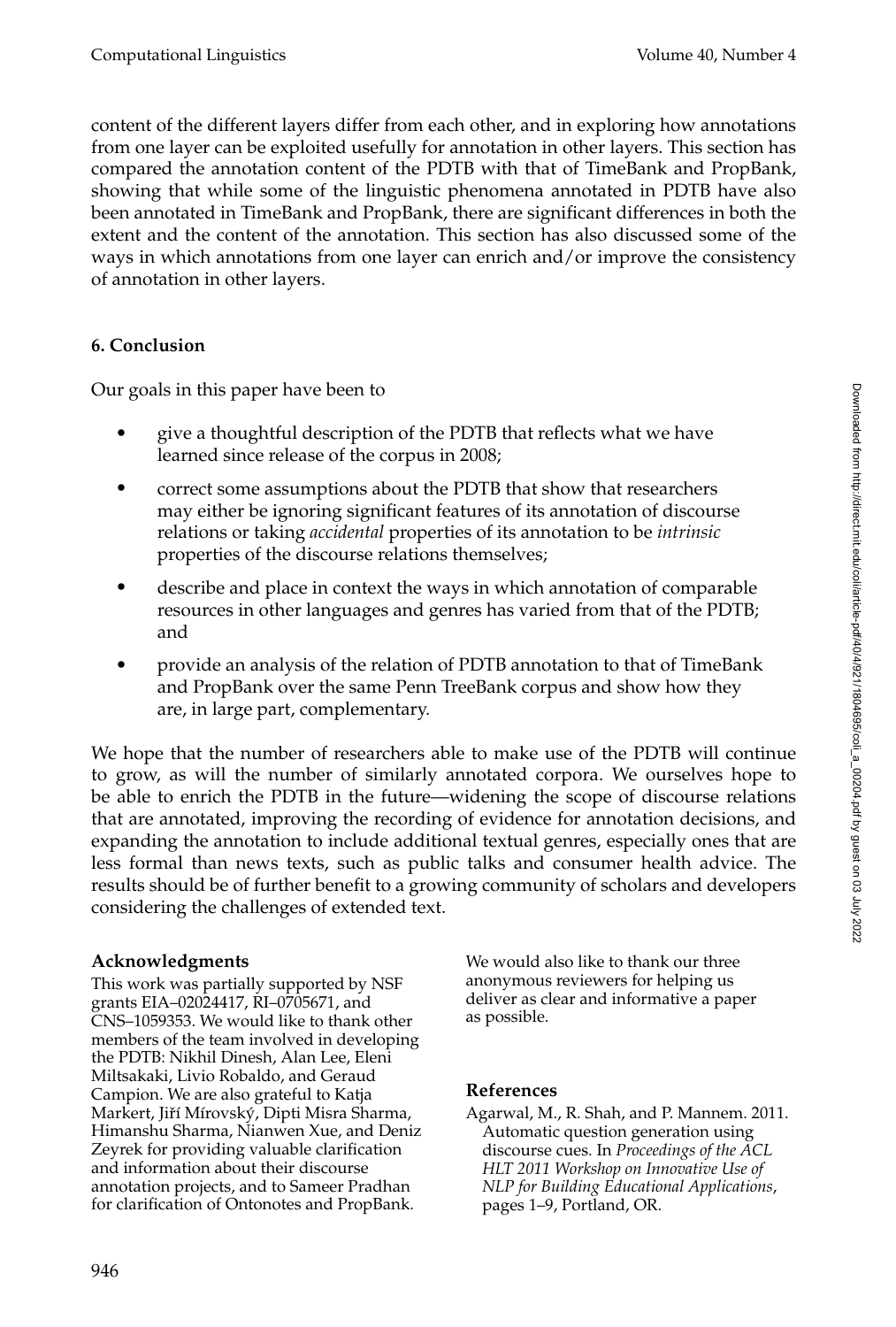content of the different layers differ from each other, and in exploring how annotations from one layer can be exploited usefully for annotation in other layers. This section has compared the annotation content of the PDTB with that of TimeBank and PropBank, showing that while some of the linguistic phenomena annotated in PDTB have also been annotated in TimeBank and PropBank, there are significant differences in both the extent and the content of the annotation. This section has also discussed some of the ways in which annotations from one layer can enrich and/or improve the consistency of annotation in other layers.

## 6. Conclusion

Our goals in this paper have been to

- give a thoughtful description of the PDTB that reflects what we have learned since release of the corpus in 2008;
- correct some assumptions about the PDTB that show that researchers may either be ignoring significant features of its annotation of discourse relations or taking *accidental* properties of its annotation to be *intrinsic* properties of the discourse relations themselves;
- describe and place in context the ways in which annotation of comparable resources in other languages and genres has varied from that of the PDTB; and
- provide an analysis of the relation of PDTB annotation to that of TimeBank and PropBank over the same Penn TreeBank corpus and show how they are, in large part, complementary.

We hope that the number of researchers able to make use of the PDTB will continue to grow, as will the number of similarly annotated corpora. We ourselves hope to be able to enrich the PDTB in the future—widening the scope of discourse relations that are annotated, improving the recording of evidence for annotation decisions, and expanding the annotation to include additional textual genres, especially ones that are less formal than news texts, such as public talks and consumer health advice. The results should be of further benefit to a growing community of scholars and developers considering the challenges of extended text.

### Acknowledgments

This work was partially supported by NSF grants EIA–02024417, RI–0705671, and CNS–1059353. We would like to thank other members of the team involved in developing the PDTB: Nikhil Dinesh, Alan Lee, Eleni Miltsakaki, Livio Robaldo, and Geraud Campion. We are also grateful to Katja Markert, Jiří Mírovský, Dipti Misra Sharma, Himanshu Sharma, Nianwen Xue, and Deniz Zeyrek for providing valuable clarification and information about their discourse annotation projects, and to Sameer Pradhan for clarification of Ontonotes and PropBank. We would also like to thank our three anonymous reviewers for helping us deliver as clear and informative a paper as possible.

### References

Agarwal, M., R. Shah, and P. Mannem. 2011. Automatic question generation using discourse cues. In *Proceedings of the ACL HLT 2011 Workshop on Innovative Use of NLP for Building Educational Applications*, pages 1–9, Portland, OR.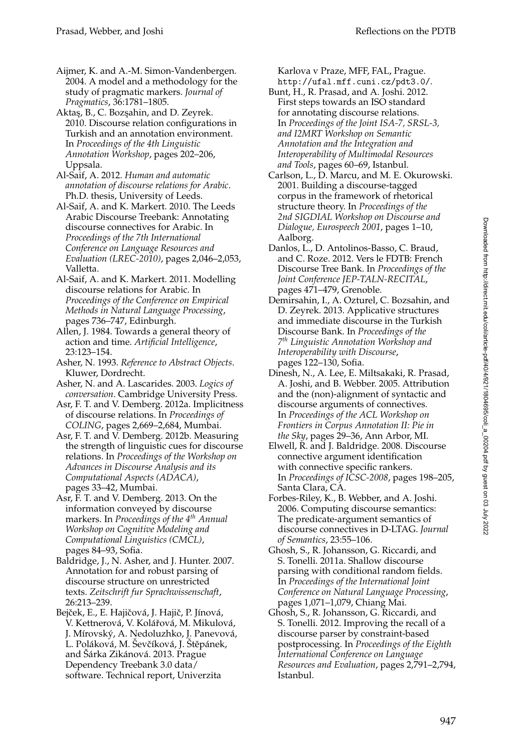Aijmer, K. and A.-M. Simon-Vandenbergen. 2004. A model and a methodology for the study of pragmatic markers. *Journal of Pragmatics*, 36:1781–1805.

Aktaş, B., C. Bozşahin, and D. Zeyrek. 2010. Discourse relation configurations in Turkish and an annotation environment. In *Proceedings of the 4th Linguistic Annotation Workshop*, pages 202–206, Uppsala.

Al-Saif, A. 2012. *Human and automatic annotation of discourse relations for Arabic*. Ph.D. thesis, University of Leeds.

Al-Saif, A. and K. Markert. 2010. The Leeds Arabic Discourse Treebank: Annotating discourse connectives for Arabic. In *Proceedings of the 7th International Conference on Language Resources and Evaluation (LREC-2010)*, pages 2,046–2,053, Valletta.

Al-Saif, A. and K. Markert. 2011. Modelling discourse relations for Arabic. In *Proceedings of the Conference on Empirical Methods in Natural Language Processing*, pages 736–747, Edinburgh.

Allen, J. 1984. Towards a general theory of action and time. *Artificial Intelligence*, 23:123–154.

Asher, N. 1993. *Reference to Abstract Objects*. Kluwer, Dordrecht.

Asher, N. and A. Lascarides. 2003. *Logics of conversation*. Cambridge University Press.

Asr, F. T. and V. Demberg. 2012a. Implicitness of discourse relations. In *Proceedings of COLING*, pages 2,669–2,684, Mumbai.

Asr, F. T. and V. Demberg. 2012b. Measuring the strength of linguistic cues for discourse relations. In *Proceedings of the Workshop on Advances in Discourse Analysis and its Computational Aspects (ADACA)*, pages 33–42, Mumbai.

Asr, F. T. and V. Demberg. 2013. On the information conveyed by discourse markers. In *Proceedings of the 4th Annual Workshop on Cognitive Modeling and Computational Linguistics (CMCL)*, pages 84–93, Sofia.

Baldridge, J., N. Asher, and J. Hunter. 2007. Annotation for and robust parsing of discourse structure on unrestricted texts. *Zeitschrift fur Sprachwissenschaft*, 26:213–239.

Bejček, E., E. Hajičová, J. Hajič, P. Jínová, V. Kettnerová, V. Kolářová, M. Mikulová, J. Mírovský, A. Nedoluzhko, J. Panevová, L. Poláková, M. Ševčíková, J. Štěpánek, and Šárka Zikánová. 2013. Prague Dependency Treebank 3.0 data/software. Technical report, Univerzita Karlova v Praze, MFF, FAL, Prague. http://ufal.mff.cuni.cz/pdt3.0/.

Bunt, H., R. Prasad, and A. Joshi. 2012. First steps towards an ISO standard for annotating discourse relations. In *Proceedings of the Joint ISA-7, SRSL-3, and I2MRT Workshop on Semantic Annotation and the Integration and Interoperability of Multimodal Resources and Tools*, pages 60–69, Istanbul.

Carlson, L., D. Marcu, and M. E. Okurowski. 2001. Building a discourse-tagged corpus in the framework of rhetorical structure theory. In *Proceedings of the 2nd SIGDIAL Workshop on Discourse and Dialogue, Eurospeech 2001*, pages 1–10, Aalborg.

Danlos, L., D. Antolinos-Basso, C. Braud, and C. Roze. 2012. Vers le FDTB: French Discourse Tree Bank. In *Proceedings of the Joint Conference JEP-TALN-RECITAL*, pages 471–479, Grenoble.

Demirsahin, I., A. Ozturel, C. Bozsahin, and D. Zeyrek. 2013. Applicative structures and immediate discourse in the Turkish Discourse Bank. In *Proceedings of the 7th Linguistic Annotation Workshop and Interoperability with Discourse*, pages 122–130, Sofia.

Dinesh, N., A. Lee, E. Miltsakaki, R. Prasad, A. Joshi, and B. Webber. 2005. Attribution and the (non)-alignment of syntactic and discourse arguments of connectives. In *Proceedings of the ACL Workshop on Frontiers in Corpus Annotation II: Pie in the Sky*, pages 29–36, Ann Arbor, MI.

Elwell, R. and J. Baldridge. 2008. Discourse connective argument identification with connective specific rankers. In *Proceedings of ICSC-2008*, pages 198–205, Santa Clara, CA.

Forbes-Riley, K., B. Webber, and A. Joshi. 2006. Computing discourse semantics: The predicate-argument semantics of discourse connectives in D-LTAG. *Journal of Semantics*, 23:55–106.

Ghosh, S., R. Johansson, G. Riccardi, and S. Tonelli. 2011a. Shallow discourse parsing with conditional random fields. In *Proceedings of the International Joint Conference on Natural Language Processing*, pages 1,071–1,079, Chiang Mai.

Ghosh, S., R. Johansson, G. Riccardi, and S. Tonelli. 2012. Improving the recall of a discourse parser by constraint-based postprocessing. In *Proceedings of the Eighth International Conference on Language Resources and Evaluation*, pages 2,791–2,794, Istanbul.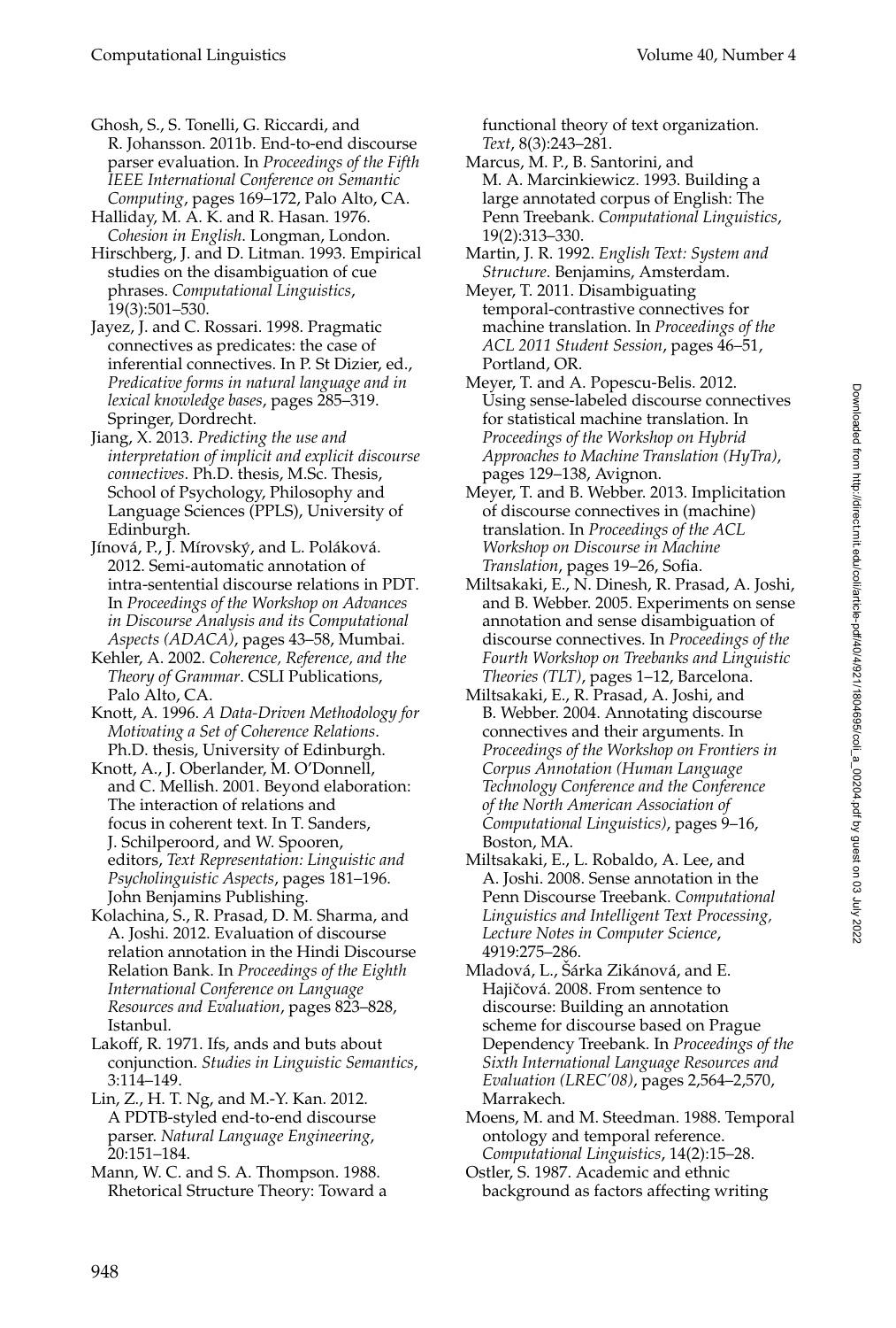Ghosh, S., S. Tonelli, G. Riccardi, and R. Johansson. 2011b. End-to-end discourse parser evaluation. In *Proceedings of the Fifth IEEE International Conference on Semantic Computing*, pages 169–172, Palo Alto, CA.

Halliday, M. A. K. and R. Hasan. 1976. *Cohesion in English*. Longman, London.

Hirschberg, J. and D. Litman. 1993. Empirical studies on the disambiguation of cue phrases. *Computational Linguistics*, 19(3):501–530.

Jayez, J. and C. Rossari. 1998. Pragmatic connectives as predicates: the case of inferential connectives. In P. St Dizier, ed., *Predicative forms in natural language and in lexical knowledge bases*, pages 285–319. Springer, Dordrecht.

Jiang, X. 2013. *Predicting the use and interpretation of implicit and explicit discourse connectives*. Ph.D. thesis, M.Sc. Thesis, School of Psychology, Philosophy and Language Sciences (PPLS), University of Edinburgh.

Jínová, P., J. Mírovský, and L. Poláková. 2012. Semi-automatic annotation of intra-sentential discourse relations in PDT. In *Proceedings of the Workshop on Advances in Discourse Analysis and its Computational Aspects (ADACA)*, pages 43–58, Mumbai.

Kehler, A. 2002. *Coherence, Reference, and the Theory of Grammar*. CSLI Publications, Palo Alto, CA.

Knott, A. 1996. *A Data-Driven Methodology for Motivating a Set of Coherence Relations*. Ph.D. thesis, University of Edinburgh.

Knott, A., J. Oberlander, M. O'Donnell, and C. Mellish. 2001. Beyond elaboration: The interaction of relations and focus in coherent text. In T. Sanders, J. Schilperoord, and W. Spooren, editors, *Text Representation: Linguistic and Psycholinguistic Aspects*, pages 181–196. John Benjamins Publishing.

Kolachina, S., R. Prasad, D. M. Sharma, and A. Joshi. 2012. Evaluation of discourse relation annotation in the Hindi Discourse Relation Bank. In *Proceedings of the Eighth International Conference on Language Resources and Evaluation*, pages 823–828, Istanbul.

Lakoff, R. 1971. Ifs, ands and buts about conjunction. *Studies in Linguistic Semantics*, 3:114–149.

Lin, Z., H. T. Ng, and M.-Y. Kan. 2012. A PDTB-styled end-to-end discourse parser. *Natural Language Engineering*, 20:151–184.

Mann, W. C. and S. A. Thompson. 1988. Rhetorical Structure Theory: Toward a functional theory of text organization. *Text*, 8(3):243–281.

Marcus, M. P., B. Santorini, and M. A. Marcinkiewicz. 1993. Building a large annotated corpus of English: The Penn Treebank. *Computational Linguistics*, 19(2):313–330.

Martin, J. R. 1992. *English Text: System and Structure*. Benjamins, Amsterdam.

Meyer, T. 2011. Disambiguating temporal-contrastive connectives for machine translation. In *Proceedings of the ACL 2011 Student Session*, pages 46–51, Portland, OR.

Meyer, T. and A. Popescu-Belis. 2012. Using sense-labeled discourse connectives for statistical machine translation. In *Proceedings of the Workshop on Hybrid Approaches to Machine Translation (HyTra)*, pages 129–138, Avignon.

Meyer, T. and B. Webber. 2013. Implicitation of discourse connectives in (machine) translation. In *Proceedings of the ACL Workshop on Discourse in Machine Translation*, pages 19–26, Sofia.

Miltsakaki, E., N. Dinesh, R. Prasad, A. Joshi, and B. Webber. 2005. Experiments on sense annotation and sense disambiguation of discourse connectives. In *Proceedings of the Fourth Workshop on Treebanks and Linguistic Theories (TLT)*, pages 1–12, Barcelona.

Miltsakaki, E., R. Prasad, A. Joshi, and B. Webber. 2004. Annotating discourse connectives and their arguments. In *Proceedings of the Workshop on Frontiers in Corpus Annotation (Human Language Technology Conference and the Conference of the North American Association of Computational Linguistics)*, pages 9–16, Boston, MA.

Miltsakaki, E., L. Robaldo, A. Lee, and A. Joshi. 2008. Sense annotation in the Penn Discourse Treebank. *Computational Linguistics and Intelligent Text Processing, Lecture Notes in Computer Science*, 4919:275–286.

Mladová, L., Šárka Zikánová, and E. Hajičová. 2008. From sentence to discourse: Building an annotation scheme for discourse based on Prague Dependency Treebank. In *Proceedings of the Sixth International Language Resources and Evaluation (LREC'08)*, pages 2,564–2,570, Marrakech.

Moens, M. and M. Steedman. 1988. Temporal ontology and temporal reference. *Computational Linguistics*, 14(2):15–28.

Ostler, S. 1987. Academic and ethnic background as factors affecting writing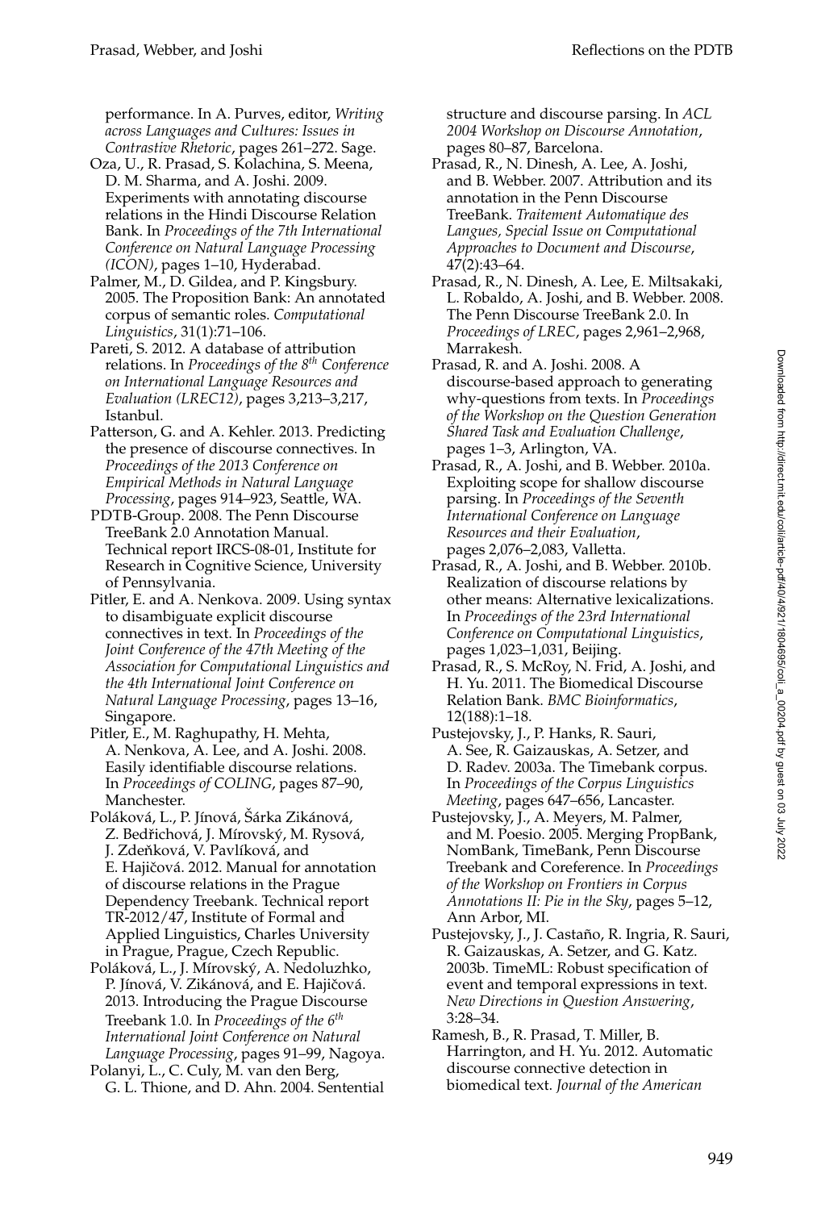performance. In A. Purves, editor, *Writing across Languages and Cultures: Issues in Contrastive Rhetoric*, pages 261–272. Sage.

Oza, U., R. Prasad, S. Kolachina, S. Meena, D. M. Sharma, and A. Joshi. 2009. Experiments with annotating discourse relations in the Hindi Discourse Relation Bank. In *Proceedings of the 7th International Conference on Natural Language Processing (ICON)*, pages 1–10, Hyderabad.

Palmer, M., D. Gildea, and P. Kingsbury. 2005. The Proposition Bank: An annotated corpus of semantic roles. *Computational Linguistics*, 31(1):71–106.

Pareti, S. 2012. A database of attribution relations. In *Proceedings of the 8th Conference on International Language Resources and Evaluation (LREC12)*, pages 3,213–3,217, Istanbul.

Patterson, G. and A. Kehler. 2013. Predicting the presence of discourse connectives. In *Proceedings of the 2013 Conference on Empirical Methods in Natural Language Processing*, pages 914–923, Seattle, WA.

PDTB-Group. 2008. The Penn Discourse TreeBank 2.0 Annotation Manual. Technical report IRCS-08-01, Institute for Research in Cognitive Science, University of Pennsylvania.

Pitler, E. and A. Nenkova. 2009. Using syntax to disambiguate explicit discourse connectives in text. In *Proceedings of the Joint Conference of the 47th Meeting of the Association for Computational Linguistics and the 4th International Joint Conference on Natural Language Processing*, pages 13–16, Singapore.

Pitler, E., M. Raghupathy, H. Mehta, A. Nenkova, A. Lee, and A. Joshi. 2008. Easily identifiable discourse relations. In *Proceedings of COLING*, pages 87–90, Manchester.

Poláková, L., P. Jínová, Šárka Zikánová, Z. Bedřichová, J. Mírovský, M. Rysová, J. Zdeňková, V. Pavlíková, and E. Hajičová. 2012. Manual for annotation of discourse relations in the Prague Dependency Treebank. Technical report TR-2012/47, Institute of Formal and Applied Linguistics, Charles University in Prague, Prague, Czech Republic.

Poláková, L., J. Mírovský, A. Nedoluzhko, P. Jínová, V. Zikánová, and E. Hajičová. 2013. Introducing the Prague Discourse Treebank 1.0. In *Proceedings of the 6th International Joint Conference on Natural Language Processing*, pages 91–99, Nagoya.

Polanyi, L., C. Culy, M. van den Berg, G. L. Thione, and D. Ahn. 2004. Sentential structure and discourse parsing. In *ACL 2004 Workshop on Discourse Annotation*, pages 80–87, Barcelona.

Prasad, R., N. Dinesh, A. Lee, A. Joshi, and B. Webber. 2007. Attribution and its annotation in the Penn Discourse TreeBank. *Traitement Automatique des Langues, Special Issue on Computational Approaches to Document and Discourse*, 47(2):43–64.

Prasad, R., N. Dinesh, A. Lee, E. Miltsakaki, L. Robaldo, A. Joshi, and B. Webber. 2008. The Penn Discourse TreeBank 2.0. In *Proceedings of LREC*, pages 2,961–2,968, Marrakesh.

Prasad, R. and A. Joshi. 2008. A discourse-based approach to generating why-questions from texts. In *Proceedings of the Workshop on the Question Generation Shared Task and Evaluation Challenge*, pages 1–3, Arlington, VA.

Prasad, R., A. Joshi, and B. Webber. 2010a. Exploiting scope for shallow discourse parsing. In *Proceedings of the Seventh International Conference on Language Resources and their Evaluation*, pages 2,076–2,083, Valletta.

Prasad, R., A. Joshi, and B. Webber. 2010b. Realization of discourse relations by other means: Alternative lexicalizations. In *Proceedings of the 23rd International Conference on Computational Linguistics*, pages 1,023–1,031, Beijing.

Prasad, R., S. McRoy, N. Frid, A. Joshi, and H. Yu. 2011. The Biomedical Discourse Relation Bank. *BMC Bioinformatics*, 12(188):1–18.

Pustejovsky, J., P. Hanks, R. Sauri, A. See, R. Gaizauskas, A. Setzer, and D. Radev. 2003a. The Timebank corpus. In *Proceedings of the Corpus Linguistics Meeting*, pages 647–656, Lancaster.

Pustejovsky, J., A. Meyers, M. Palmer, and M. Poesio. 2005. Merging PropBank, NomBank, TimeBank, Penn Discourse Treebank and Coreference. In *Proceedings of the Workshop on Frontiers in Corpus Annotations II: Pie in the Sky*, pages 5–12, Ann Arbor, MI.

Pustejovsky, J., J. Castaño, R. Ingria, R. Sauri, R. Gaizauskas, A. Setzer, and G. Katz. 2003b. TimeML: Robust specification of event and temporal expressions in text. *New Directions in Question Answering*, 3:28–34.

Ramesh, B., R. Prasad, T. Miller, B. Harrington, and H. Yu. 2012. Automatic discourse connective detection in biomedical text. *Journal of the American*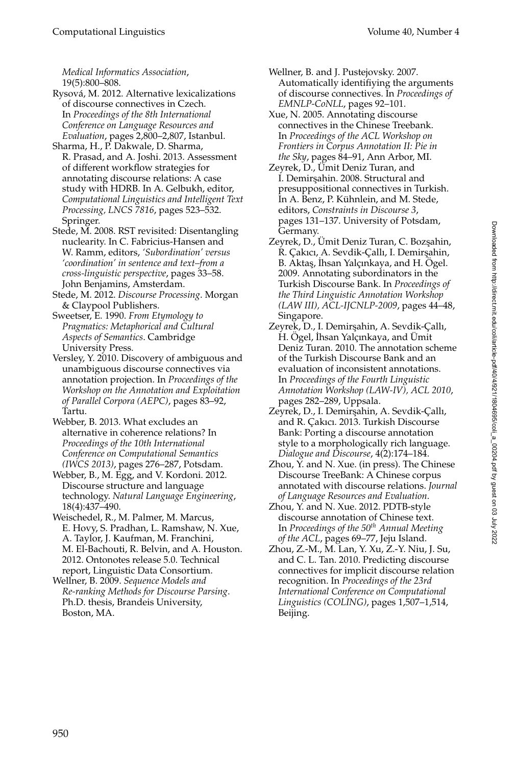*Medical Informatics Association*, 19(5):800–808.

Rysová, M. 2012. Alternative lexicalizations of discourse connectives in Czech. In *Proceedings of the 8th International Conference on Language Resources and Evaluation*, pages 2,800–2,807, Istanbul.

Sharma, H., P. Dakwale, D. Sharma, R. Prasad, and A. Joshi. 2013. Assessment of different workflow strategies for annotating discourse relations: A case study with HDRB. In A. Gelbukh, editor, *Computational Linguistics and Intelligent Text Processing, LNCS 7816*, pages 523–532. Springer.

Stede, M. 2008. RST revisited: Disentangling nuclearity. In C. Fabricius-Hansen and W. Ramm, editors, *'Subordination' versus 'coordination' in sentence and text–from a cross-linguistic perspective*, pages 33–58. John Benjamins, Amsterdam.

Stede, M. 2012. *Discourse Processing*. Morgan & Claypool Publishers.

Sweetser, E. 1990. *From Etymology to Pragmatics: Metaphorical and Cultural Aspects of Semantics*. Cambridge University Press.

Versley, Y. 2010. Discovery of ambiguous and unambiguous discourse connectives via annotation projection. In *Proceedings of the Workshop on the Annotation and Exploitation of Parallel Corpora (AEPC)*, pages 83–92, Tartu.

Webber, B. 2013. What excludes an alternative in coherence relations? In *Proceedings of the 10th International Conference on Computational Semantics (IWCS 2013)*, pages 276–287, Potsdam.

Webber, B., M. Egg, and V. Kordoni. 2012. Discourse structure and language technology. *Natural Language Engineering*, 18(4):437–490.

Weischedel, R., M. Palmer, M. Marcus, E. Hovy, S. Pradhan, L. Ramshaw, N. Xue, A. Taylor, J. Kaufman, M. Franchini, M. El-Bachouti, R. Belvin, and A. Houston. 2012. Ontonotes release 5.0. Technical report, Linguistic Data Consortium.

Wellner, B. 2009. *Sequence Models and Re-ranking Methods for Discourse Parsing*. Ph.D. thesis, Brandeis University, Boston, MA.

Wellner, B. and J. Pustejovsky. 2007. Automatically identifiying the arguments of discourse connectives. In *Proceedings of EMNLP-CoNLL*, pages 92–101.

Xue, N. 2005. Annotating discourse connectives in the Chinese Treebank. In *Proceedings of the ACL Workshop on Frontiers in Corpus Annotation II: Pie in the Sky*, pages 84–91, Ann Arbor, MI.

Zeyrek, D., Ümit Deniz Turan, and I. Demirşahin. 2008. Structural and presuppositional connectives in Turkish. In A. Benz, P. Kühnlein, and M. Stede, editors, *Constraints in Discourse 3*, pages 131–137. University of Potsdam, Germany.

Zeyrek, D., Ümit Deniz Turan, C. Bozşahin, R. Çakıcı, A. Sevdik-Çallı, I. Demirşahin, B. Aktaş, İhsan Yalçınkaya, and H. Ögel. 2009. Annotating subordinators in the Turkish Discourse Bank. In *Proceedings of the Third Linguistic Annotation Workshop (LAW III), ACL-IJCNLP-2009*, pages 44–48, Singapore.

Zeyrek, D., I. Demirşahin, A. Sevdik-Çallı, H. Ögel, İhsan Yalçınkaya, and Ümit Deniz Turan. 2010. The annotation scheme of the Turkish Discourse Bank and an evaluation of inconsistent annotations. In *Proceedings of the Fourth Linguistic Annotation Workshop (LAW-IV), ACL 2010*, pages 282–289, Uppsala.

Zeyrek, D., I. Demirşahin, A. Sevdik-Çallı, and R. Çakıcı. 2013. Turkish Discourse Bank: Porting a discourse annotation style to a morphologically rich language. *Dialogue and Discourse*, 4(2):174–184.

Zhou, Y. and N. Xue. (in press). The Chinese Discourse TreeBank: A Chinese corpus annotated with discourse relations. *Journal of Language Resources and Evaluation*.

Zhou, Y. and N. Xue. 2012. PDTB-style discourse annotation of Chinese text. In *Proceedings of the 50th Annual Meeting of the ACL*, pages 69–77, Jeju Island.

Zhou, Z.-M., M. Lan, Y. Xu, Z.-Y. Niu, J. Su, and C. L. Tan. 2010. Predicting discourse connectives for implicit discourse relation recognition. In *Proceedings of the 23rd International Conference on Computational Linguistics (COLING)*, pages 1,507–1,514, Beijing.